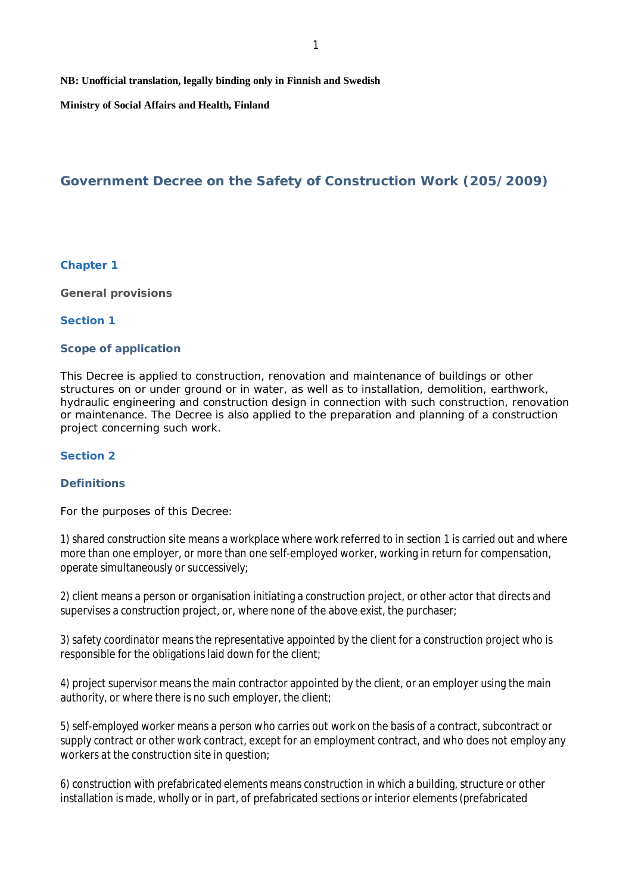**NB: Unofficial translation, legally binding only in Finnish and Swedish**

**Ministry of Social Affairs and Health, Finland**

# Government Decree on the Safety of Construction Work (205/2009)

## Chapter 1

**General provisions**

### Section 1

**Scope of application**

This Decree is applied to construction, renovation and maintenance of buildings or other structures on or under ground or in water, as well as to installation, demolition, earthwork, hydraulic engineering and construction design in connection with such construction, renovation or maintenance. The Decree is also applied to the preparation and planning of a construction project concerning such work.

### Section 2

**Definitions**

For the purposes of this Decree:

1) shared construction site means a workplace where work referred to in section 1 is carried out and where more than one employer, or more than one self-employed worker, working in return for compensation, operate simultaneously or successively;

2) client means a person or organisation initiating a construction project, or other actor that directs and supervises a construction project, or, where none of the above exist, the purchaser;

3) safety coordinator means the representative appointed by the client for a construction project who is responsible for the obligations laid down for the client;

4) project supervisor means the main contractor appointed by the client, or an employer using the main authority, or where there is no such employer, the client;

5) self-employed worker means a person who carries out work on the basis of a contract, subcontract or supply contract or other work contract, except for an employment contract, and who does not employ any workers at the construction site in question;

6) construction with prefabricated elements means construction in which a building, structure or other installation is made, wholly or in part, of prefabricated sections or interior elements (prefabricated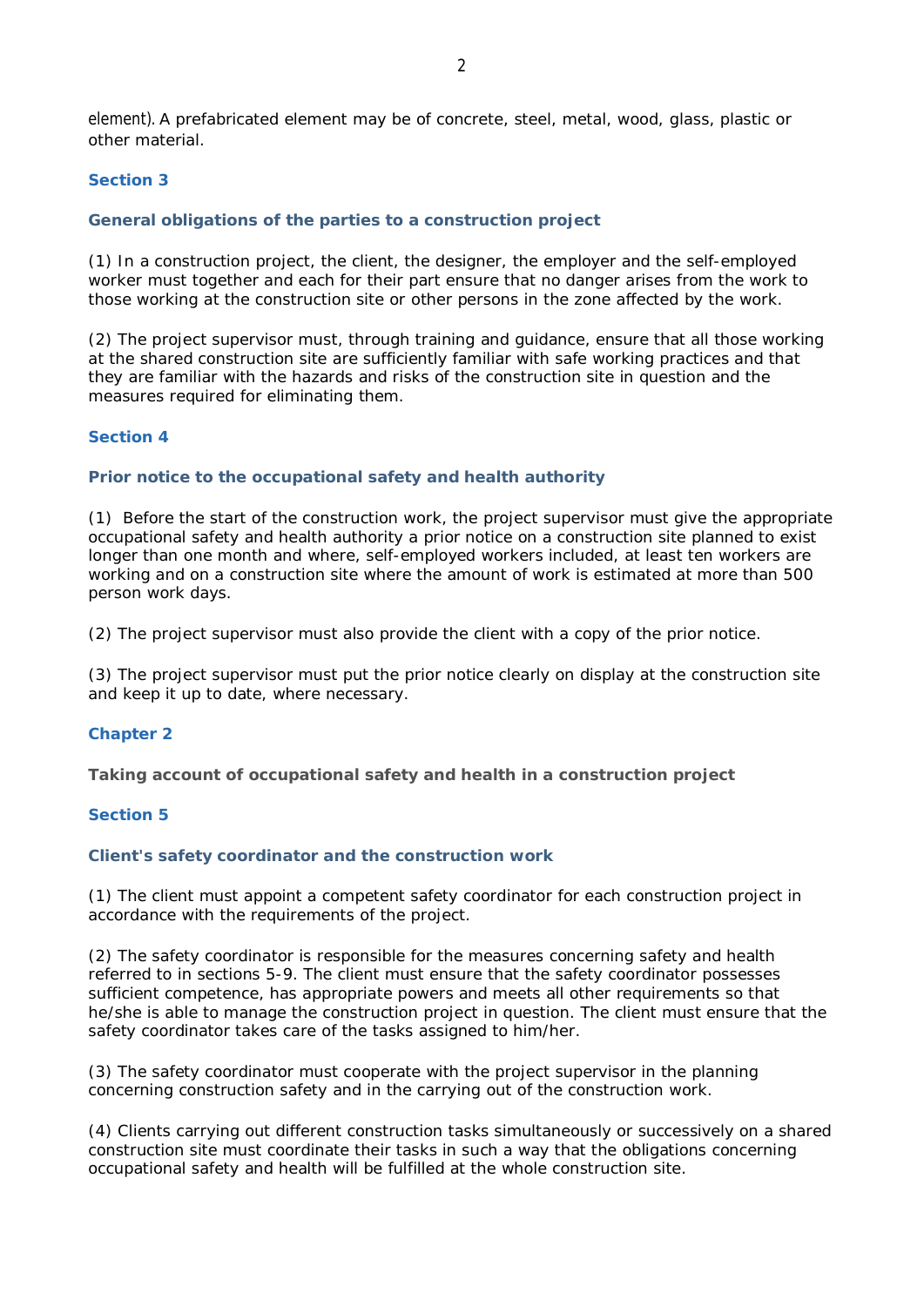element). A prefabricated element may be of concrete, steel, metal, wood, glass, plastic or other material.

## Section 3

### General obligations of the parties to a construction project

(1) In a construction project, the client, the designer, the employer and the self-employed worker must together and each for their part ensure that no danger arises from the work to those working at the construction site or other persons in the zone affected by the work.

(2) The project supervisor must, through training and guidance, ensure that all those working at the shared construction site are sufficiently familiar with safe working practices and that they are familiar with the hazards and risks of the construction site in question and the measures required for eliminating them.

## Section 4

### Prior notice to the occupational safety and health authority

(1) Before the start of the construction work, the project supervisor must give the appropriate occupational safety and health authority a prior notice on a construction site planned to exist longer than one month and where, self-employed workers included, at least ten workers are working and on a construction site where the amount of work is estimated at more than 500 person work days.

(2) The project supervisor must also provide the client with a copy of the prior notice.

(3) The project supervisor must put the prior notice clearly on display at the construction site and keep it up to date, where necessary.

# Chapter 2

### Taking account of occupational safety and health in a construction project

## Section 5

### Client's safety coordinator and the construction work

(1) The client must appoint a competent safety coordinator for each construction project in accordance with the requirements of the project.

(2) The safety coordinator is responsible for the measures concerning safety and health referred to in sections 5-9. The client must ensure that the safety coordinator possesses sufficient competence, has appropriate powers and meets all other requirements so that he/she is able to manage the construction project in question. The client must ensure that the safety coordinator takes care of the tasks assigned to him/her.

(3) The safety coordinator must cooperate with the project supervisor in the planning concerning construction safety and in the carrying out of the construction work.

(4) Clients carrying out different construction tasks simultaneously or successively on a shared construction site must coordinate their tasks in such a way that the obligations concerning occupational safety and health will be fulfilled at the whole construction site.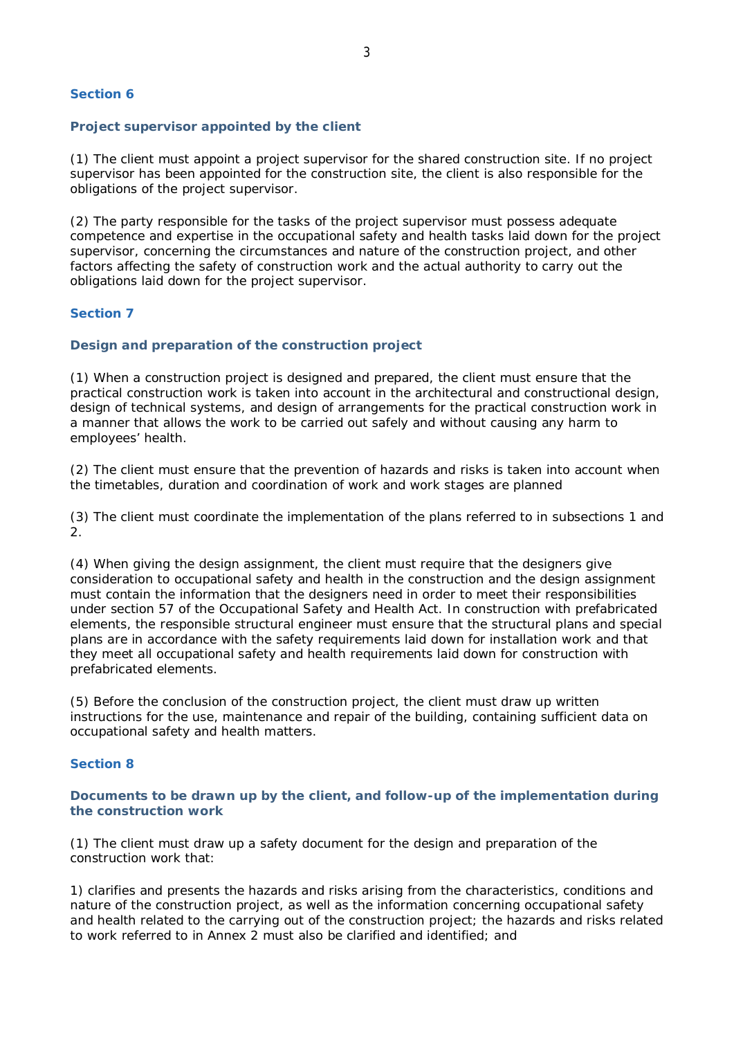### Section 6

### Project supervisor appointed by the client

(1) The client must appoint a project supervisor for the shared construction site. If no project supervisor has been appointed for the construction site, the client is also responsible for the obligations of the project supervisor.

(2) The party responsible for the tasks of the project supervisor must possess adequate competence and expertise in the occupational safety and health tasks laid down for the project supervisor, concerning the circumstances and nature of the construction project, and other factors affecting the safety of construction work and the actual authority to carry out the obligations laid down for the project supervisor.

### Section 7

### Design and preparation of the construction project

(1) When a construction project is designed and prepared, the client must ensure that the practical construction work is taken into account in the architectural and constructional design, design of technical systems, and design of arrangements for the practical construction work in a manner that allows the work to be carried out safely and without causing any harm to employees' health.

(2) The client must ensure that the prevention of hazards and risks is taken into account when the timetables, duration and coordination of work and work stages are planned

(3) The client must coordinate the implementation of the plans referred to in subsections 1 and 2.

(4) When giving the design assignment, the client must require that the designers give consideration to occupational safety and health in the construction and the design assignment must contain the information that the designers need in order to meet their responsibilities under section 57 of the Occupational Safety and Health Act. In construction with prefabricated elements, the responsible structural engineer must ensure that the structural plans and special plans are in accordance with the safety requirements laid down for installation work and that they meet all occupational safety and health requirements laid down for construction with prefabricated elements.

(5) Before the conclusion of the construction project, the client must draw up written instructions for the use, maintenance and repair of the building, containing sufficient data on occupational safety and health matters.

### Section 8

### Documents to be drawn up by the client, and follow-up of the implementation during the construction work

(1) The client must draw up a safety document for the design and preparation of the construction work that:

1) clarifies and presents the hazards and risks arising from the characteristics, conditions and nature of the construction project, as well as the information concerning occupational safety and health related to the carrying out of the construction project; the hazards and risks related to work referred to in Annex 2 must also be clarified and identified; and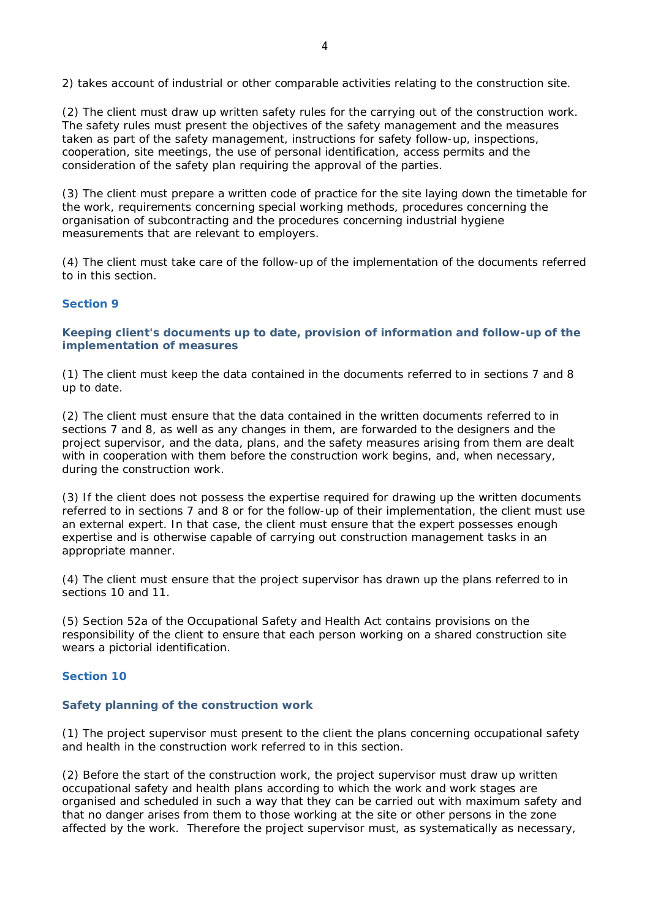2) takes account of industrial or other comparable activities relating to the construction site.

(2) The client must draw up written safety rules for the carrying out of the construction work. The safety rules must present the objectives of the safety management and the measures taken as part of the safety management, instructions for safety follow-up, inspections, cooperation, site meetings, the use of personal identification, access permits and the consideration of the safety plan requiring the approval of the parties.

(3) The client must prepare a written code of practice for the site laying down the timetable for the work, requirements concerning special working methods, procedures concerning the organisation of subcontracting and the procedures concerning industrial hygiene measurements that are relevant to employers.

(4) The client must take care of the follow-up of the implementation of the documents referred to in this section.

## Section 9

### Keeping client's documents up to date, provision of information and follow-up of the implementation of measures

(1) The client must keep the data contained in the documents referred to in sections 7 and 8 up to date.

(2) The client must ensure that the data contained in the written documents referred to in sections 7 and 8, as well as any changes in them, are forwarded to the designers and the project supervisor, and the data, plans, and the safety measures arising from them are dealt with in cooperation with them before the construction work begins, and, when necessary, during the construction work.

(3) If the client does not possess the expertise required for drawing up the written documents referred to in sections 7 and 8 or for the follow-up of their implementation, the client must use an external expert. In that case, the client must ensure that the expert possesses enough expertise and is otherwise capable of carrying out construction management tasks in an appropriate manner.

(4) The client must ensure that the project supervisor has drawn up the plans referred to in sections 10 and 11.

(5) Section 52a of the Occupational Safety and Health Act contains provisions on the responsibility of the client to ensure that each person working on a shared construction site wears a pictorial identification.

## Section 10

### Safety planning of the construction work

(1) The project supervisor must present to the client the plans concerning occupational safety and health in the construction work referred to in this section.

(2) Before the start of the construction work, the project supervisor must draw up written occupational safety and health plans according to which the work and work stages are organised and scheduled in such a way that they can be carried out with maximum safety and that no danger arises from them to those working at the site or other persons in the zone affected by the work. Therefore the project supervisor must, as systematically as necessary,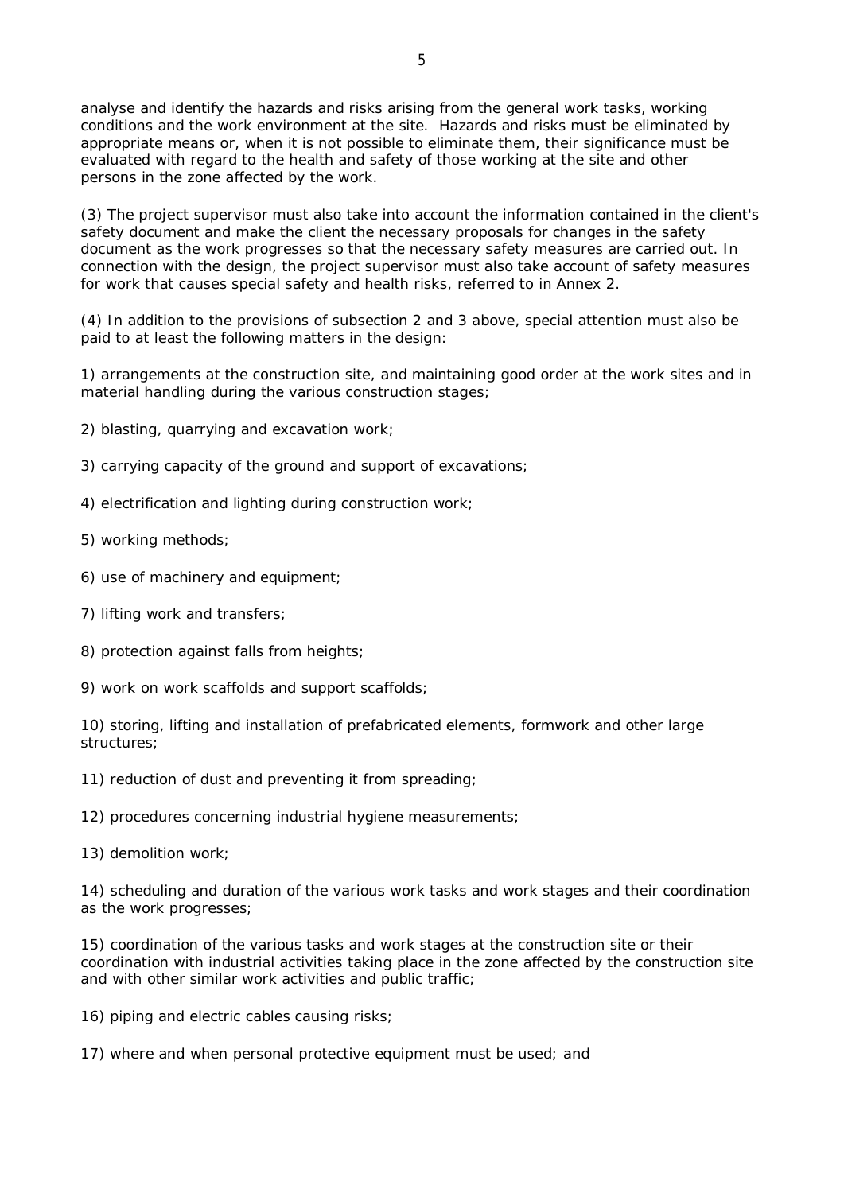analyse and identify the hazards and risks arising from the general work tasks, working conditions and the work environment at the site. Hazards and risks must be eliminated by appropriate means or, when it is not possible to eliminate them, their significance must be evaluated with regard to the health and safety of those working at the site and other persons in the zone affected by the work.

(3) The project supervisor must also take into account the information contained in the client's safety document and make the client the necessary proposals for changes in the safety document as the work progresses so that the necessary safety measures are carried out. In connection with the design, the project supervisor must also take account of safety measures for work that causes special safety and health risks, referred to in Annex 2.

(4) In addition to the provisions of subsection 2 and 3 above, special attention must also be paid to at least the following matters in the design:

1) arrangements at the construction site, and maintaining good order at the work sites and in material handling during the various construction stages;

2) blasting, quarrying and excavation work;

3) carrying capacity of the ground and support of excavations;

4) electrification and lighting during construction work;

5) working methods;

6) use of machinery and equipment;

7) lifting work and transfers;

8) protection against falls from heights;

9) work on work scaffolds and support scaffolds;

10) storing, lifting and installation of prefabricated elements, formwork and other large structures;

11) reduction of dust and preventing it from spreading;

12) procedures concerning industrial hygiene measurements;

13) demolition work;

14) scheduling and duration of the various work tasks and work stages and their coordination as the work progresses;

15) coordination of the various tasks and work stages at the construction site or their coordination with industrial activities taking place in the zone affected by the construction site and with other similar work activities and public traffic;

16) piping and electric cables causing risks;

17) where and when personal protective equipment must be used; and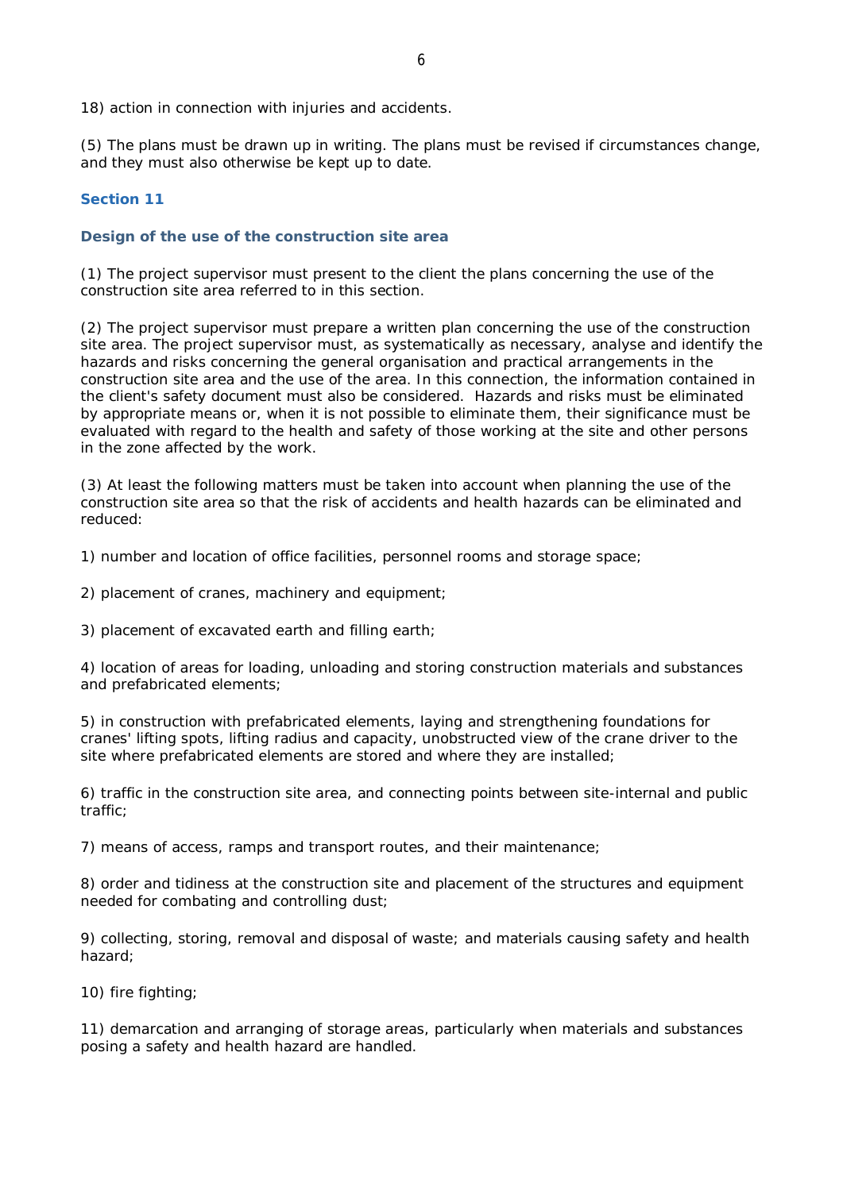18) action in connection with injuries and accidents.

(5) The plans must be drawn up in writing. The plans must be revised if circumstances change, and they must also otherwise be kept up to date.

## Section 11

### Design of the use of the construction site area

(1) The project supervisor must present to the client the plans concerning the use of the construction site area referred to in this section.

(2) The project supervisor must prepare a written plan concerning the use of the construction site area. The project supervisor must, as systematically as necessary, analyse and identify the hazards and risks concerning the general organisation and practical arrangements in the construction site area and the use of the area. In this connection, the information contained in the client's safety document must also be considered. Hazards and risks must be eliminated by appropriate means or, when it is not possible to eliminate them, their significance must be evaluated with regard to the health and safety of those working at the site and other persons in the zone affected by the work.

(3) At least the following matters must be taken into account when planning the use of the construction site area so that the risk of accidents and health hazards can be eliminated and reduced:

1) number and location of office facilities, personnel rooms and storage space;

2) placement of cranes, machinery and equipment;

3) placement of excavated earth and filling earth;

4) location of areas for loading, unloading and storing construction materials and substances and prefabricated elements;

5) in construction with prefabricated elements, laying and strengthening foundations for cranes' lifting spots, lifting radius and capacity, unobstructed view of the crane driver to the site where prefabricated elements are stored and where they are installed;

6) traffic in the construction site area, and connecting points between site-internal and public traffic;

7) means of access, ramps and transport routes, and their maintenance;

8) order and tidiness at the construction site and placement of the structures and equipment needed for combating and controlling dust;

9) collecting, storing, removal and disposal of waste; and materials causing safety and health hazard;

10) fire fighting;

11) demarcation and arranging of storage areas, particularly when materials and substances posing a safety and health hazard are handled.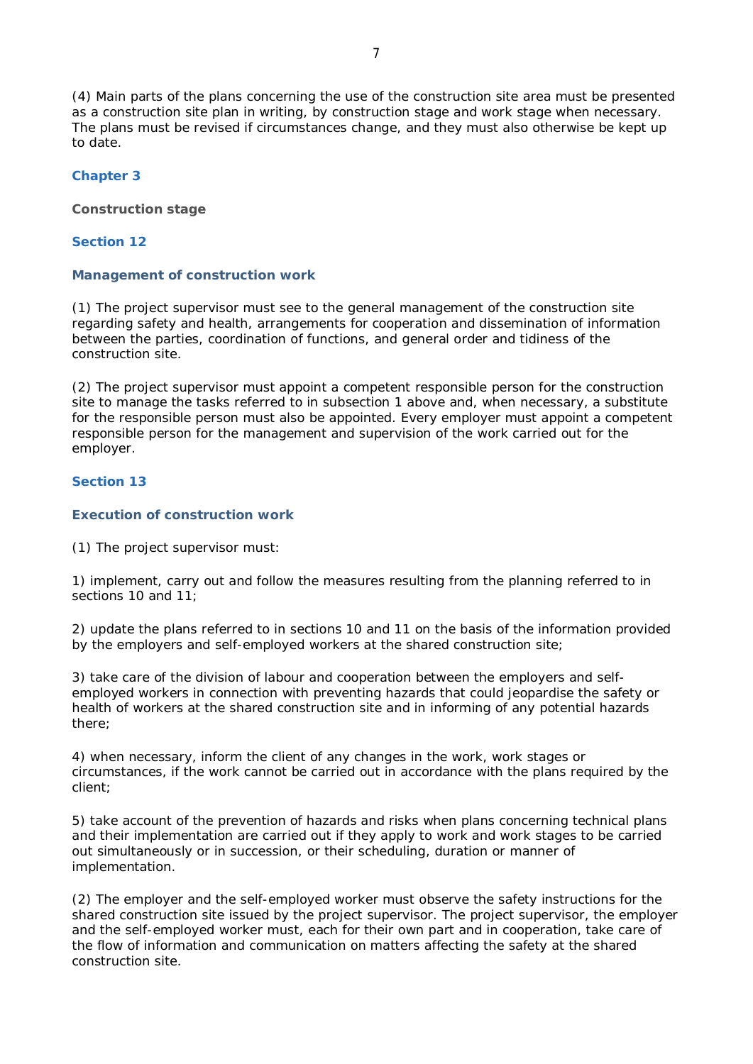(4) Main parts of the plans concerning the use of the construction site area must be presented as a construction site plan in writing, by construction stage and work stage when necessary. The plans must be revised if circumstances change, and they must also otherwise be kept up to date.

## Chapter 3

**Construction stage**

### Section 12

#### Management of construction work

(1) The project supervisor must see to the general management of the construction site regarding safety and health, arrangements for cooperation and dissemination of information between the parties, coordination of functions, and general order and tidiness of the construction site.

(2) The project supervisor must appoint a competent responsible person for the construction site to manage the tasks referred to in subsection 1 above and, when necessary, a substitute for the responsible person must also be appointed. Every employer must appoint a competent responsible person for the management and supervision of the work carried out for the employer.

### Section 13

#### Execution of construction work

(1) The project supervisor must:

1) implement, carry out and follow the measures resulting from the planning referred to in sections 10 and 11;

2) update the plans referred to in sections 10 and 11 on the basis of the information provided by the employers and self-employed workers at the shared construction site;

3) take care of the division of labour and cooperation between the employers and self-employed workers in connection with preventing hazards that could jeopardise the safety or health of workers at the shared construction site and in informing of any potential hazards there;

4) when necessary, inform the client of any changes in the work, work stages or circumstances, if the work cannot be carried out in accordance with the plans required by the client;

5) take account of the prevention of hazards and risks when plans concerning technical plans and their implementation are carried out if they apply to work and work stages to be carried out simultaneously or in succession, or their scheduling, duration or manner of implementation.

(2) The employer and the self-employed worker must observe the safety instructions for the shared construction site issued by the project supervisor. The project supervisor, the employer and the self-employed worker must, each for their own part and in cooperation, take care of the flow of information and communication on matters affecting the safety at the shared construction site.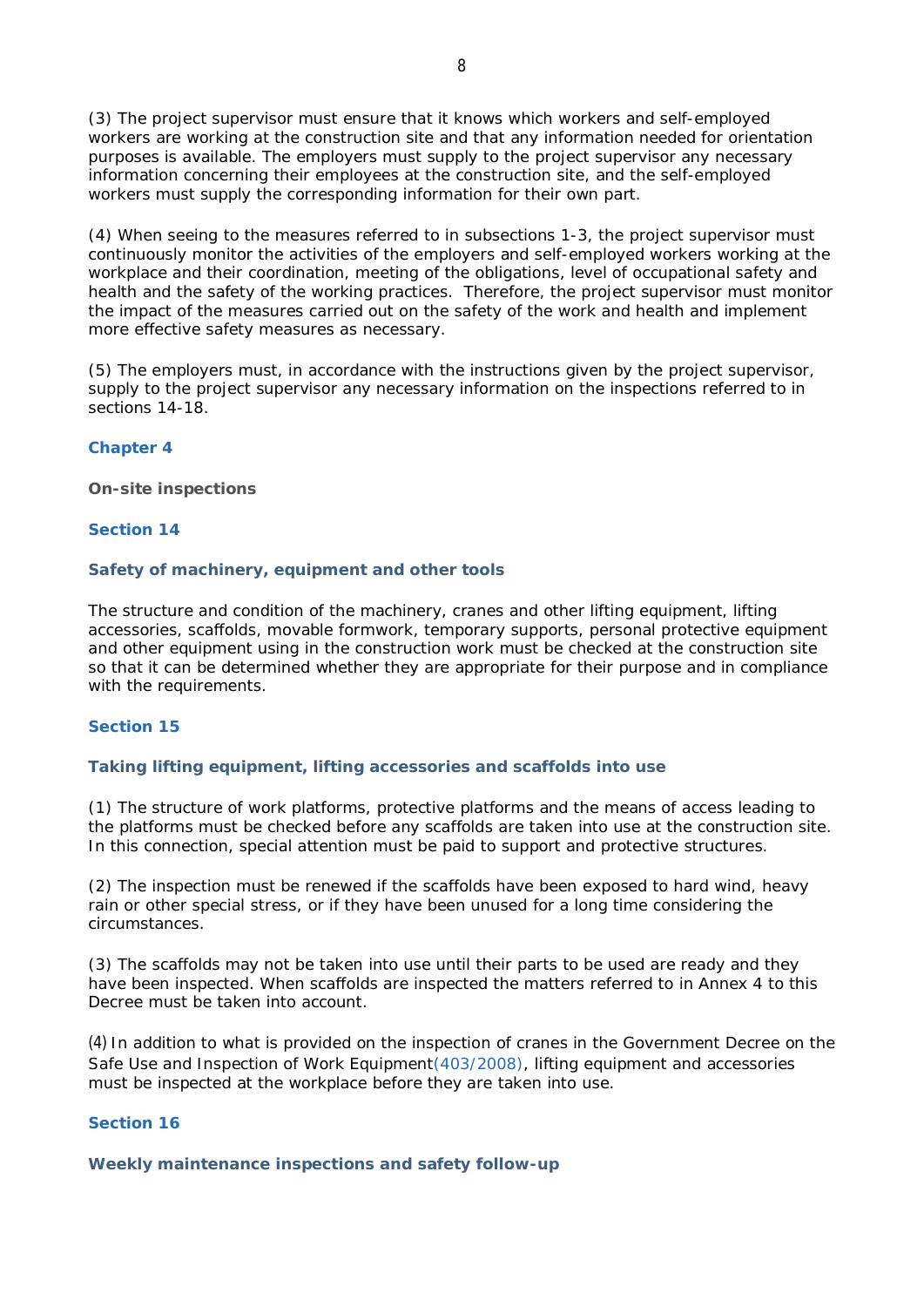(3) The project supervisor must ensure that it knows which workers and self-employed workers are working at the construction site and that any information needed for orientation purposes is available. The employers must supply to the project supervisor any necessary information concerning their employees at the construction site, and the self-employed workers must supply the corresponding information for their own part.

(4) When seeing to the measures referred to in subsections 1-3, the project supervisor must continuously monitor the activities of the employers and self-employed workers working at the workplace and their coordination, meeting of the obligations, level of occupational safety and health and the safety of the working practices. Therefore, the project supervisor must monitor the impact of the measures carried out on the safety of the work and health and implement more effective safety measures as necessary.

(5) The employers must, in accordance with the instructions given by the project supervisor, supply to the project supervisor any necessary information on the inspections referred to in sections 14-18.

## Chapter 4

**On-site inspections**

### Section 14

#### Safety of machinery, equipment and other tools

The structure and condition of the machinery, cranes and other lifting equipment, lifting accessories, scaffolds, movable formwork, temporary supports, personal protective equipment and other equipment using in the construction work must be checked at the construction site so that it can be determined whether they are appropriate for their purpose and in compliance with the requirements.

### Section 15

#### Taking lifting equipment, lifting accessories and scaffolds into use

(1) The structure of work platforms, protective platforms and the means of access leading to the platforms must be checked before any scaffolds are taken into use at the construction site. In this connection, special attention must be paid to support and protective structures.

(2) The inspection must be renewed if the scaffolds have been exposed to hard wind, heavy rain or other special stress, or if they have been unused for a long time considering the circumstances.

(3) The scaffolds may not be taken into use until their parts to be used are ready and they have been inspected. When scaffolds are inspected the matters referred to in Annex 4 to this Decree must be taken into account.

(4) In addition to what is provided on the inspection of cranes in the Government Decree on the Safe Use and Inspection of Work Equipment(403/2008), lifting equipment and accessories must be inspected at the workplace before they are taken into use.

### Section 16

#### Weekly maintenance inspections and safety follow-up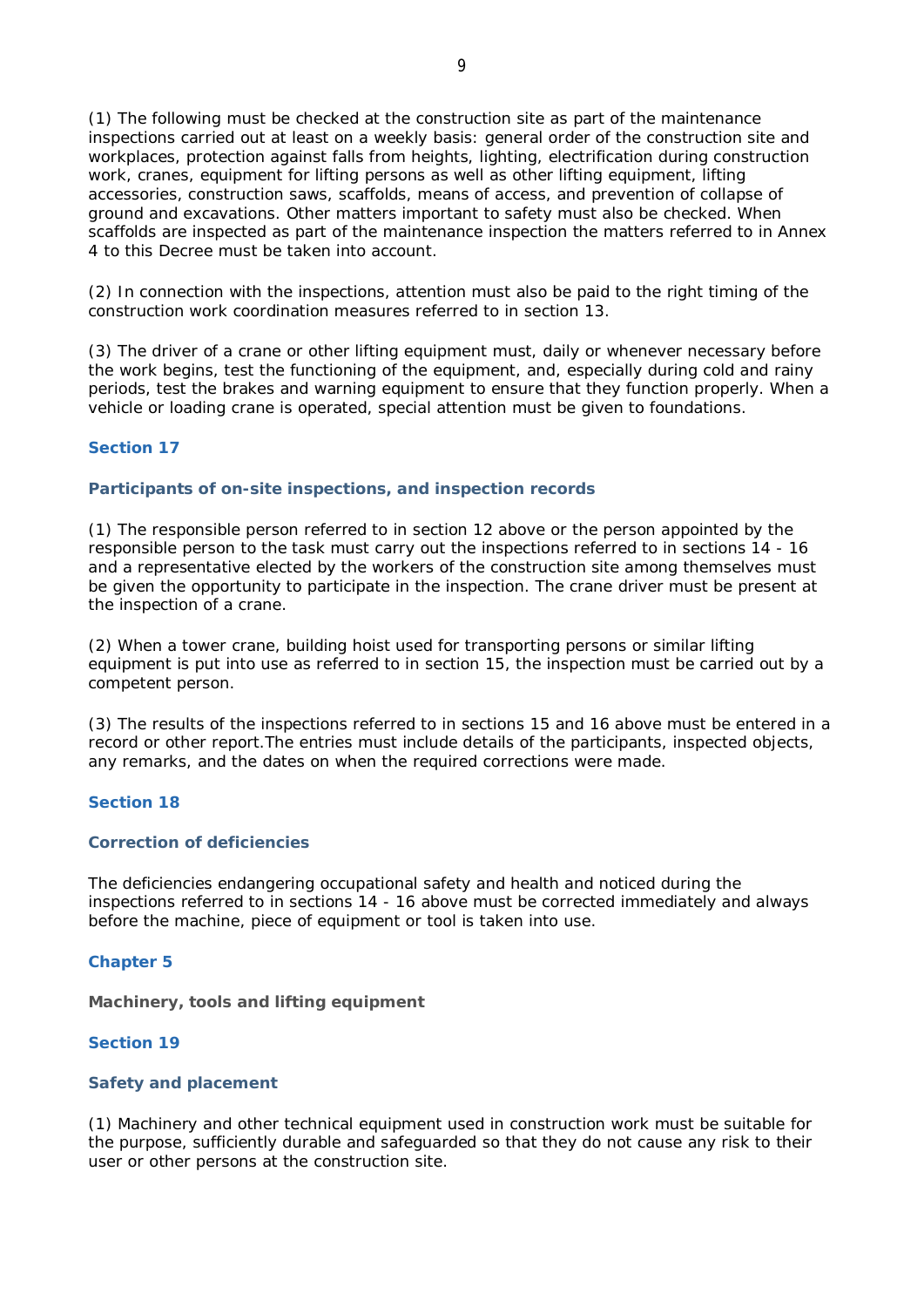(1) The following must be checked at the construction site as part of the maintenance inspections carried out at least on a weekly basis: general order of the construction site and workplaces, protection against falls from heights, lighting, electrification during construction work, cranes, equipment for lifting persons as well as other lifting equipment, lifting accessories, construction saws, scaffolds, means of access, and prevention of collapse of ground and excavations. Other matters important to safety must also be checked. When scaffolds are inspected as part of the maintenance inspection the matters referred to in Annex 4 to this Decree must be taken into account.

(2) In connection with the inspections, attention must also be paid to the right timing of the construction work coordination measures referred to in section 13.

(3) The driver of a crane or other lifting equipment must, daily or whenever necessary before the work begins, test the functioning of the equipment, and, especially during cold and rainy periods, test the brakes and warning equipment to ensure that they function properly. When a vehicle or loading crane is operated, special attention must be given to foundations.

### Section 17

### Participants of on-site inspections, and inspection records

(1) The responsible person referred to in section 12 above or the person appointed by the responsible person to the task must carry out the inspections referred to in sections 14 - 16 and a representative elected by the workers of the construction site among themselves must be given the opportunity to participate in the inspection. The crane driver must be present at the inspection of a crane.

(2) When a tower crane, building hoist used for transporting persons or similar lifting equipment is put into use as referred to in section 15, the inspection must be carried out by a competent person.

(3) The results of the inspections referred to in sections 15 and 16 above must be entered in a record or other report.The entries must include details of the participants, inspected objects, any remarks, and the dates on when the required corrections were made.

### Section 18

### Correction of deficiencies

The deficiencies endangering occupational safety and health and noticed during the inspections referred to in sections 14 - 16 above must be corrected immediately and always before the machine, piece of equipment or tool is taken into use.

## Chapter 5

## Machinery, tools and lifting equipment

### Section 19

### Safety and placement

(1) Machinery and other technical equipment used in construction work must be suitable for the purpose, sufficiently durable and safeguarded so that they do not cause any risk to their user or other persons at the construction site.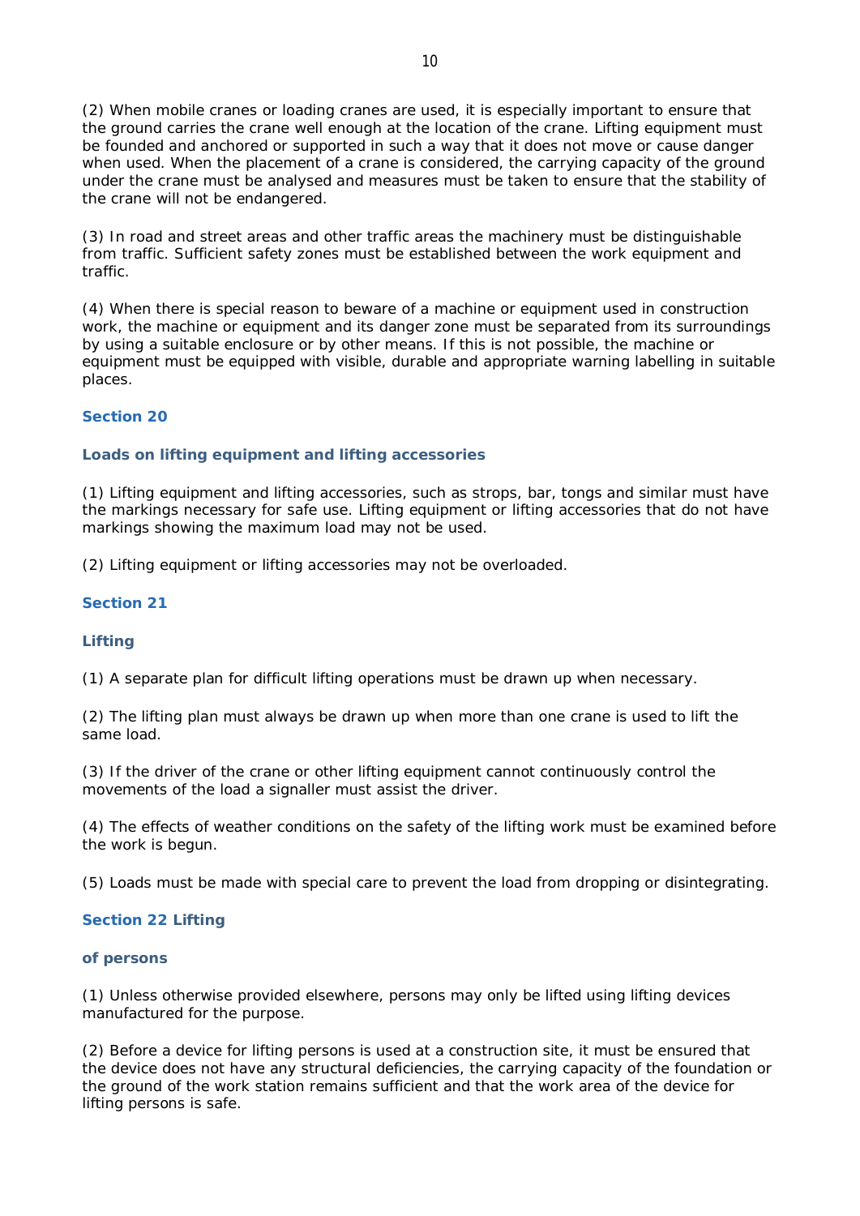(2) When mobile cranes or loading cranes are used, it is especially important to ensure that the ground carries the crane well enough at the location of the crane. Lifting equipment must be founded and anchored or supported in such a way that it does not move or cause danger when used. When the placement of a crane is considered, the carrying capacity of the ground under the crane must be analysed and measures must be taken to ensure that the stability of the crane will not be endangered.

(3) In road and street areas and other traffic areas the machinery must be distinguishable from traffic. Sufficient safety zones must be established between the work equipment and traffic.

(4) When there is special reason to beware of a machine or equipment used in construction work, the machine or equipment and its danger zone must be separated from its surroundings by using a suitable enclosure or by other means. If this is not possible, the machine or equipment must be equipped with visible, durable and appropriate warning labelling in suitable places.

## Section 20

### Loads on lifting equipment and lifting accessories

(1) Lifting equipment and lifting accessories, such as strops, bar, tongs and similar must have the markings necessary for safe use. Lifting equipment or lifting accessories that do not have markings showing the maximum load may not be used.

(2) Lifting equipment or lifting accessories may not be overloaded.

## Section 21

### Lifting

(1) A separate plan for difficult lifting operations must be drawn up when necessary.

(2) The lifting plan must always be drawn up when more than one crane is used to lift the same load.

(3) If the driver of the crane or other lifting equipment cannot continuously control the movements of the load a signaller must assist the driver.

(4) The effects of weather conditions on the safety of the lifting work must be examined before the work is begun.

(5) Loads must be made with special care to prevent the load from dropping or disintegrating.

## Section 22 Lifting

### of persons

(1) Unless otherwise provided elsewhere, persons may only be lifted using lifting devices manufactured for the purpose.

(2) Before a device for lifting persons is used at a construction site, it must be ensured that the device does not have any structural deficiencies, the carrying capacity of the foundation or the ground of the work station remains sufficient and that the work area of the device for lifting persons is safe.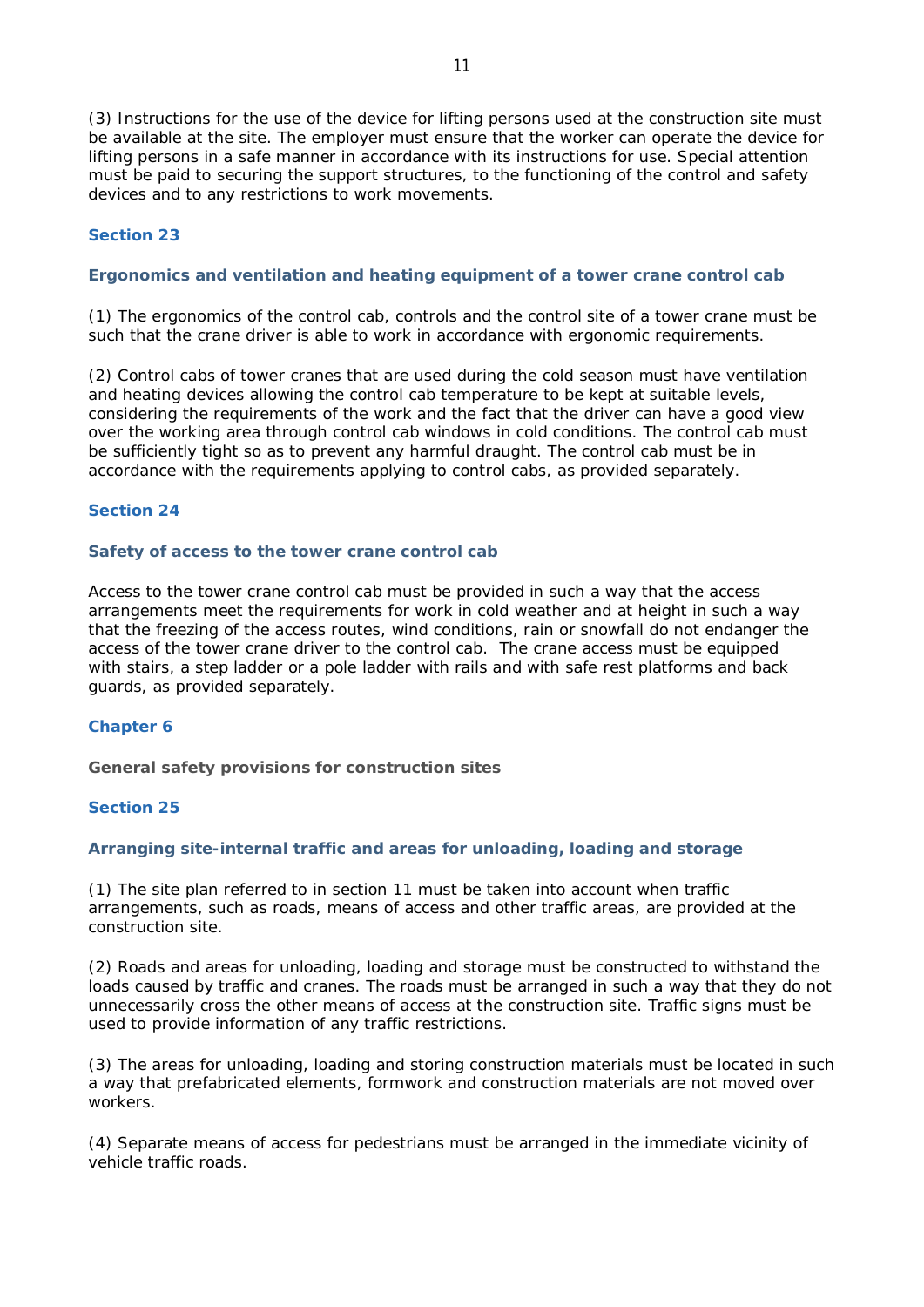(3) Instructions for the use of the device for lifting persons used at the construction site must be available at the site. The employer must ensure that the worker can operate the device for lifting persons in a safe manner in accordance with its instructions for use. Special attention must be paid to securing the support structures, to the functioning of the control and safety devices and to any restrictions to work movements.

## Section 23

### Ergonomics and ventilation and heating equipment of a tower crane control cab

(1) The ergonomics of the control cab, controls and the control site of a tower crane must be such that the crane driver is able to work in accordance with ergonomic requirements.

(2) Control cabs of tower cranes that are used during the cold season must have ventilation and heating devices allowing the control cab temperature to be kept at suitable levels, considering the requirements of the work and the fact that the driver can have a good view over the working area through control cab windows in cold conditions. The control cab must be sufficiently tight so as to prevent any harmful draught. The control cab must be in accordance with the requirements applying to control cabs, as provided separately.

## Section 24

### Safety of access to the tower crane control cab

Access to the tower crane control cab must be provided in such a way that the access arrangements meet the requirements for work in cold weather and at height in such a way that the freezing of the access routes, wind conditions, rain or snowfall do not endanger the access of the tower crane driver to the control cab. The crane access must be equipped with stairs, a step ladder or a pole ladder with rails and with safe rest platforms and back guards, as provided separately.

## Chapter 6

### General safety provisions for construction sites

## Section 25

### Arranging site-internal traffic and areas for unloading, loading and storage

(1) The site plan referred to in section 11 must be taken into account when traffic arrangements, such as roads, means of access and other traffic areas, are provided at the construction site.

(2) Roads and areas for unloading, loading and storage must be constructed to withstand the loads caused by traffic and cranes. The roads must be arranged in such a way that they do not unnecessarily cross the other means of access at the construction site. Traffic signs must be used to provide information of any traffic restrictions.

(3) The areas for unloading, loading and storing construction materials must be located in such a way that prefabricated elements, formwork and construction materials are not moved over workers.

(4) Separate means of access for pedestrians must be arranged in the immediate vicinity of vehicle traffic roads.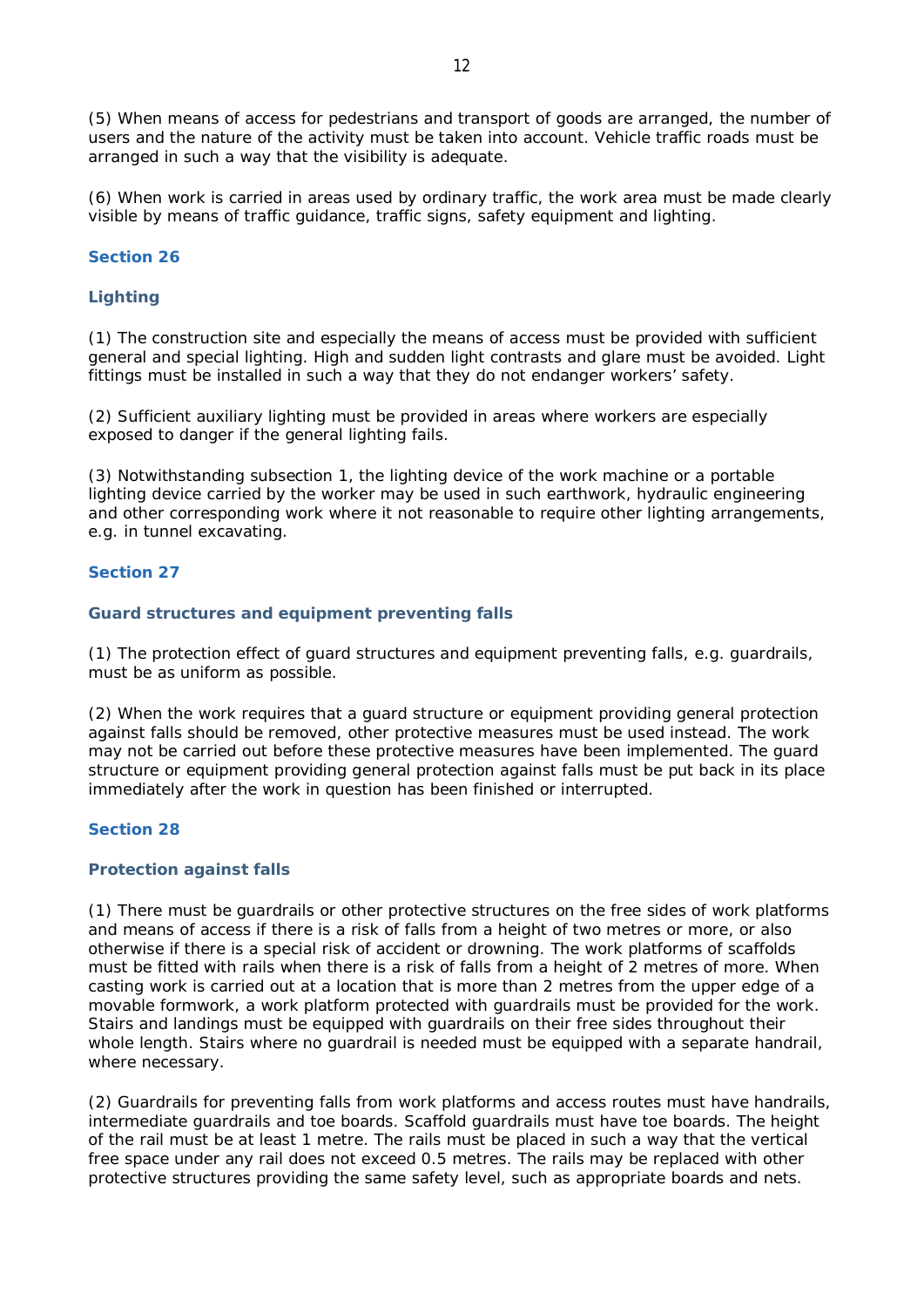(5) When means of access for pedestrians and transport of goods are arranged, the number of users and the nature of the activity must be taken into account. Vehicle traffic roads must be arranged in such a way that the visibility is adequate.

(6) When work is carried in areas used by ordinary traffic, the work area must be made clearly visible by means of traffic guidance, traffic signs, safety equipment and lighting.

## Section 26

### Lighting

(1) The construction site and especially the means of access must be provided with sufficient general and special lighting. High and sudden light contrasts and glare must be avoided. Light fittings must be installed in such a way that they do not endanger workers' safety.

(2) Sufficient auxiliary lighting must be provided in areas where workers are especially exposed to danger if the general lighting fails.

(3) Notwithstanding subsection 1, the lighting device of the work machine or a portable lighting device carried by the worker may be used in such earthwork, hydraulic engineering and other corresponding work where it not reasonable to require other lighting arrangements, e.g. in tunnel excavating.

## Section 27

### Guard structures and equipment preventing falls

(1) The protection effect of guard structures and equipment preventing falls, e.g. guardrails, must be as uniform as possible.

(2) When the work requires that a guard structure or equipment providing general protection against falls should be removed, other protective measures must be used instead. The work may not be carried out before these protective measures have been implemented. The guard structure or equipment providing general protection against falls must be put back in its place immediately after the work in question has been finished or interrupted.

## Section 28

### Protection against falls

(1) There must be guardrails or other protective structures on the free sides of work platforms and means of access if there is a risk of falls from a height of two metres or more, or also otherwise if there is a special risk of accident or drowning. The work platforms of scaffolds must be fitted with rails when there is a risk of falls from a height of 2 metres of more. When casting work is carried out at a location that is more than 2 metres from the upper edge of a movable formwork, a work platform protected with guardrails must be provided for the work. Stairs and landings must be equipped with guardrails on their free sides throughout their whole length. Stairs where no guardrail is needed must be equipped with a separate handrail, where necessary.

(2) Guardrails for preventing falls from work platforms and access routes must have handrails, intermediate guardrails and toe boards. Scaffold guardrails must have toe boards. The height of the rail must be at least 1 metre. The rails must be placed in such a way that the vertical free space under any rail does not exceed 0.5 metres. The rails may be replaced with other protective structures providing the same safety level, such as appropriate boards and nets.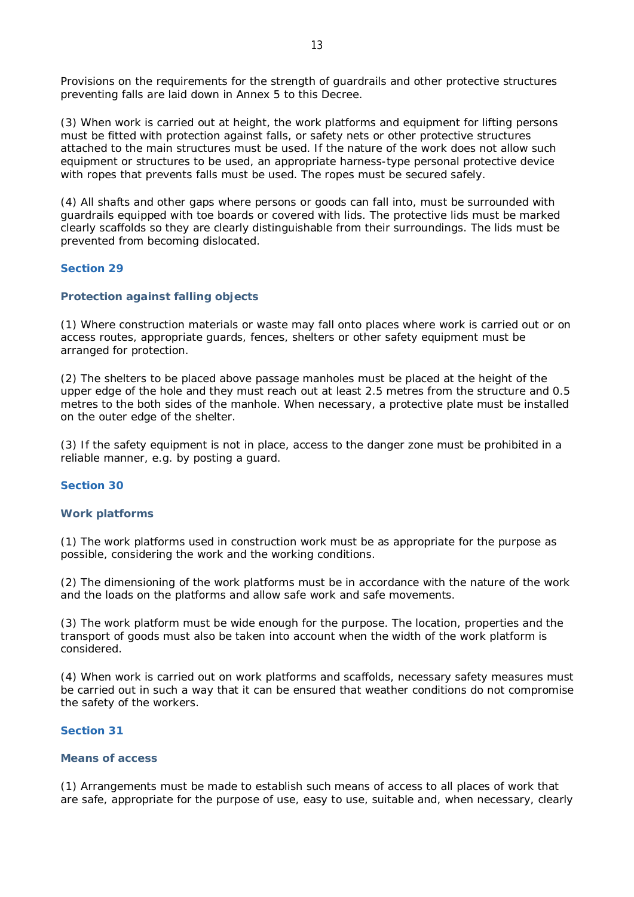Provisions on the requirements for the strength of guardrails and other protective structures preventing falls are laid down in Annex 5 to this Decree.

(3) When work is carried out at height, the work platforms and equipment for lifting persons must be fitted with protection against falls, or safety nets or other protective structures attached to the main structures must be used. If the nature of the work does not allow such equipment or structures to be used, an appropriate harness-type personal protective device with ropes that prevents falls must be used. The ropes must be secured safely.

(4) All shafts and other gaps where persons or goods can fall into, must be surrounded with guardrails equipped with toe boards or covered with lids. The protective lids must be marked clearly scaffolds so they are clearly distinguishable from their surroundings. The lids must be prevented from becoming dislocated.

## Section 29

### Protection against falling objects

(1) Where construction materials or waste may fall onto places where work is carried out or on access routes, appropriate guards, fences, shelters or other safety equipment must be arranged for protection.

(2) The shelters to be placed above passage manholes must be placed at the height of the upper edge of the hole and they must reach out at least 2.5 metres from the structure and 0.5 metres to the both sides of the manhole. When necessary, a protective plate must be installed on the outer edge of the shelter.

(3) If the safety equipment is not in place, access to the danger zone must be prohibited in a reliable manner, e.g. by posting a guard.

## Section 30

### Work platforms

(1) The work platforms used in construction work must be as appropriate for the purpose as possible, considering the work and the working conditions.

(2) The dimensioning of the work platforms must be in accordance with the nature of the work and the loads on the platforms and allow safe work and safe movements.

(3) The work platform must be wide enough for the purpose. The location, properties and the transport of goods must also be taken into account when the width of the work platform is considered.

(4) When work is carried out on work platforms and scaffolds, necessary safety measures must be carried out in such a way that it can be ensured that weather conditions do not compromise the safety of the workers.

## Section 31

### Means of access

(1) Arrangements must be made to establish such means of access to all places of work that are safe, appropriate for the purpose of use, easy to use, suitable and, when necessary, clearly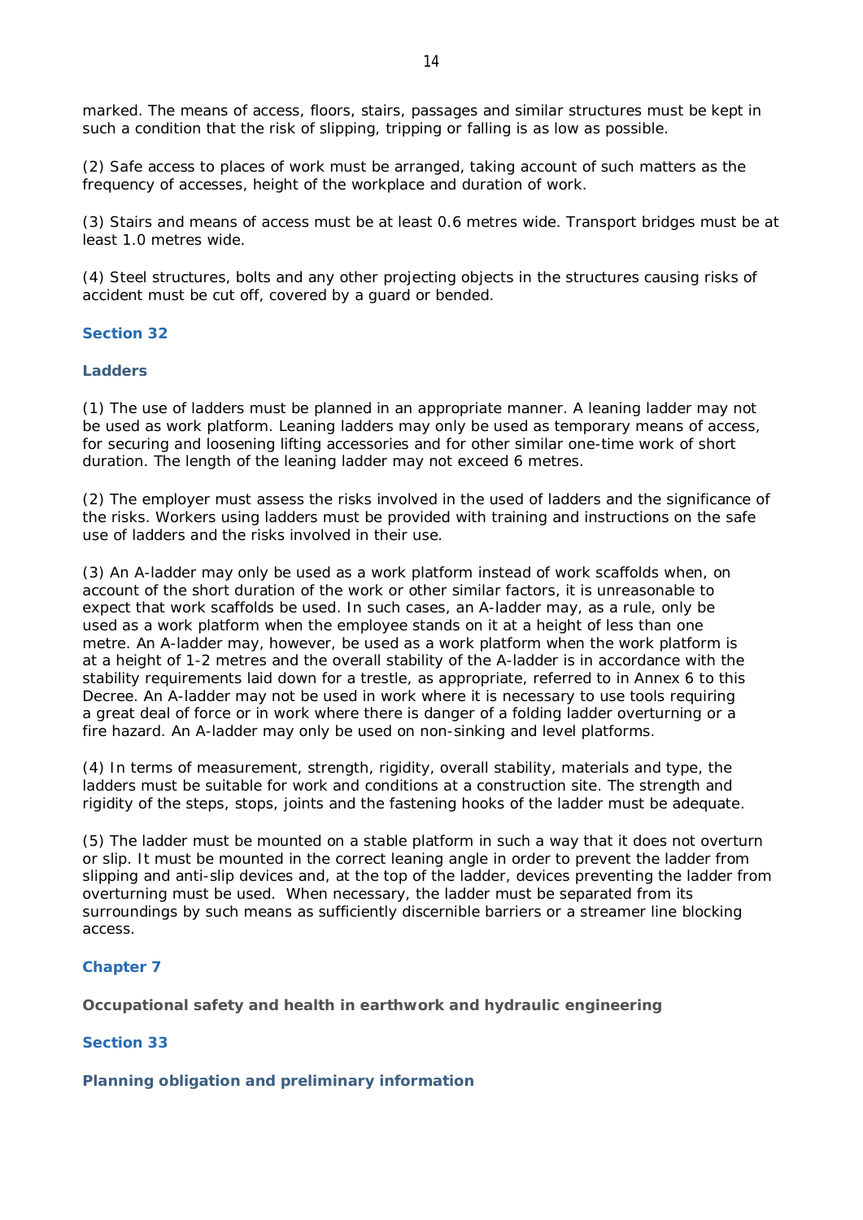marked. The means of access, floors, stairs, passages and similar structures must be kept in such a condition that the risk of slipping, tripping or falling is as low as possible.

(2) Safe access to places of work must be arranged, taking account of such matters as the frequency of accesses, height of the workplace and duration of work.

(3) Stairs and means of access must be at least 0.6 metres wide. Transport bridges must be at least 1.0 metres wide.

(4) Steel structures, bolts and any other projecting objects in the structures causing risks of accident must be cut off, covered by a guard or bended.

### Section 32

### Ladders

(1) The use of ladders must be planned in an appropriate manner. A leaning ladder may not be used as work platform. Leaning ladders may only be used as temporary means of access, for securing and loosening lifting accessories and for other similar one-time work of short duration. The length of the leaning ladder may not exceed 6 metres.

(2) The employer must assess the risks involved in the used of ladders and the significance of the risks. Workers using ladders must be provided with training and instructions on the safe use of ladders and the risks involved in their use.

(3) An A-ladder may only be used as a work platform instead of work scaffolds when, on account of the short duration of the work or other similar factors, it is unreasonable to expect that work scaffolds be used. In such cases, an A-ladder may, as a rule, only be used as a work platform when the employee stands on it at a height of less than one metre. An A-ladder may, however, be used as a work platform when the work platform is at a height of 1-2 metres and the overall stability of the A-ladder is in accordance with the stability requirements laid down for a trestle, as appropriate, referred to in Annex 6 to this Decree. An A-ladder may not be used in work where it is necessary to use tools requiring a great deal of force or in work where there is danger of a folding ladder overturning or a fire hazard. An A-ladder may only be used on non-sinking and level platforms.

(4) In terms of measurement, strength, rigidity, overall stability, materials and type, the ladders must be suitable for work and conditions at a construction site. The strength and rigidity of the steps, stops, joints and the fastening hooks of the ladder must be adequate.

(5) The ladder must be mounted on a stable platform in such a way that it does not overturn or slip. It must be mounted in the correct leaning angle in order to prevent the ladder from slipping and anti-slip devices and, at the top of the ladder, devices preventing the ladder from overturning must be used. When necessary, the ladder must be separated from its surroundings by such means as sufficiently discernible barriers or a streamer line blocking access.

## Chapter 7

### Occupational safety and health in earthwork and hydraulic engineering

### Section 33

### Planning obligation and preliminary information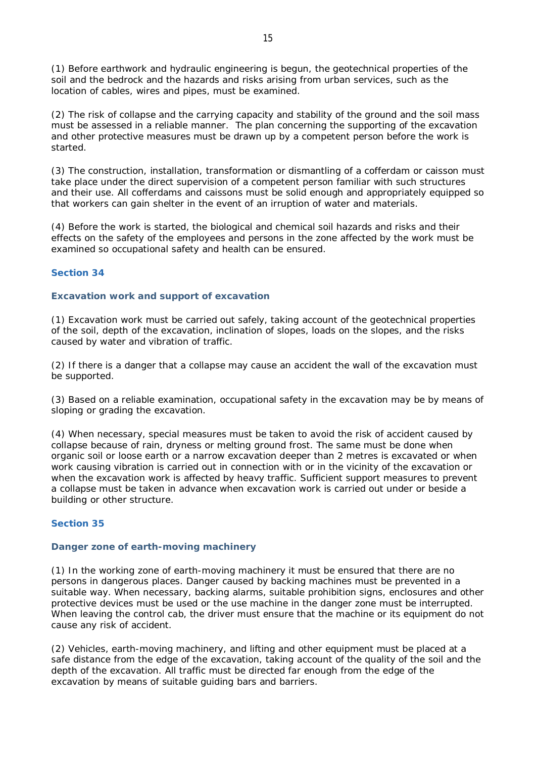(1) Before earthwork and hydraulic engineering is begun, the geotechnical properties of the soil and the bedrock and the hazards and risks arising from urban services, such as the location of cables, wires and pipes, must be examined.

(2) The risk of collapse and the carrying capacity and stability of the ground and the soil mass must be assessed in a reliable manner. The plan concerning the supporting of the excavation and other protective measures must be drawn up by a competent person before the work is started.

(3) The construction, installation, transformation or dismantling of a cofferdam or caisson must take place under the direct supervision of a competent person familiar with such structures and their use. All cofferdams and caissons must be solid enough and appropriately equipped so that workers can gain shelter in the event of an irruption of water and materials.

(4) Before the work is started, the biological and chemical soil hazards and risks and their effects on the safety of the employees and persons in the zone affected by the work must be examined so occupational safety and health can be ensured.

## Section 34

### Excavation work and support of excavation

(1) Excavation work must be carried out safely, taking account of the geotechnical properties of the soil, depth of the excavation, inclination of slopes, loads on the slopes, and the risks caused by water and vibration of traffic.

(2) If there is a danger that a collapse may cause an accident the wall of the excavation must be supported.

(3) Based on a reliable examination, occupational safety in the excavation may be by means of sloping or grading the excavation.

(4) When necessary, special measures must be taken to avoid the risk of accident caused by collapse because of rain, dryness or melting ground frost. The same must be done when organic soil or loose earth or a narrow excavation deeper than 2 metres is excavated or when work causing vibration is carried out in connection with or in the vicinity of the excavation or when the excavation work is affected by heavy traffic. Sufficient support measures to prevent a collapse must be taken in advance when excavation work is carried out under or beside a building or other structure.

## Section 35

### Danger zone of earth-moving machinery

(1) In the working zone of earth-moving machinery it must be ensured that there are no persons in dangerous places. Danger caused by backing machines must be prevented in a suitable way. When necessary, backing alarms, suitable prohibition signs, enclosures and other protective devices must be used or the use machine in the danger zone must be interrupted. When leaving the control cab, the driver must ensure that the machine or its equipment do not cause any risk of accident.

(2) Vehicles, earth-moving machinery, and lifting and other equipment must be placed at a safe distance from the edge of the excavation, taking account of the quality of the soil and the depth of the excavation. All traffic must be directed far enough from the edge of the excavation by means of suitable guiding bars and barriers.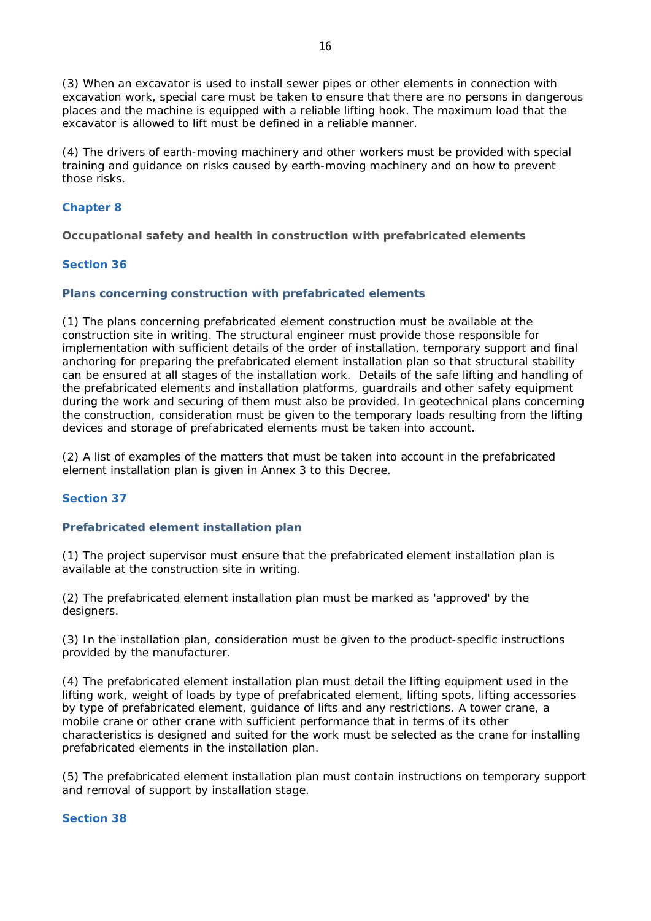(3) When an excavator is used to install sewer pipes or other elements in connection with excavation work, special care must be taken to ensure that there are no persons in dangerous places and the machine is equipped with a reliable lifting hook. The maximum load that the excavator is allowed to lift must be defined in a reliable manner.

(4) The drivers of earth-moving machinery and other workers must be provided with special training and guidance on risks caused by earth-moving machinery and on how to prevent those risks.

## Chapter 8

**Occupational safety and health in construction with prefabricated elements**

### Section 36

#### Plans concerning construction with prefabricated elements

(1) The plans concerning prefabricated element construction must be available at the construction site in writing. The structural engineer must provide those responsible for implementation with sufficient details of the order of installation, temporary support and final anchoring for preparing the prefabricated element installation plan so that structural stability can be ensured at all stages of the installation work. Details of the safe lifting and handling of the prefabricated elements and installation platforms, guardrails and other safety equipment during the work and securing of them must also be provided. In geotechnical plans concerning the construction, consideration must be given to the temporary loads resulting from the lifting devices and storage of prefabricated elements must be taken into account.

(2) A list of examples of the matters that must be taken into account in the prefabricated element installation plan is given in Annex 3 to this Decree.

### Section 37

#### Prefabricated element installation plan

(1) The project supervisor must ensure that the prefabricated element installation plan is available at the construction site in writing.

(2) The prefabricated element installation plan must be marked as 'approved' by the designers.

(3) In the installation plan, consideration must be given to the product-specific instructions provided by the manufacturer.

(4) The prefabricated element installation plan must detail the lifting equipment used in the lifting work, weight of loads by type of prefabricated element, lifting spots, lifting accessories by type of prefabricated element, guidance of lifts and any restrictions. A tower crane, a mobile crane or other crane with sufficient performance that in terms of its other characteristics is designed and suited for the work must be selected as the crane for installing prefabricated elements in the installation plan.

(5) The prefabricated element installation plan must contain instructions on temporary support and removal of support by installation stage.

### Section 38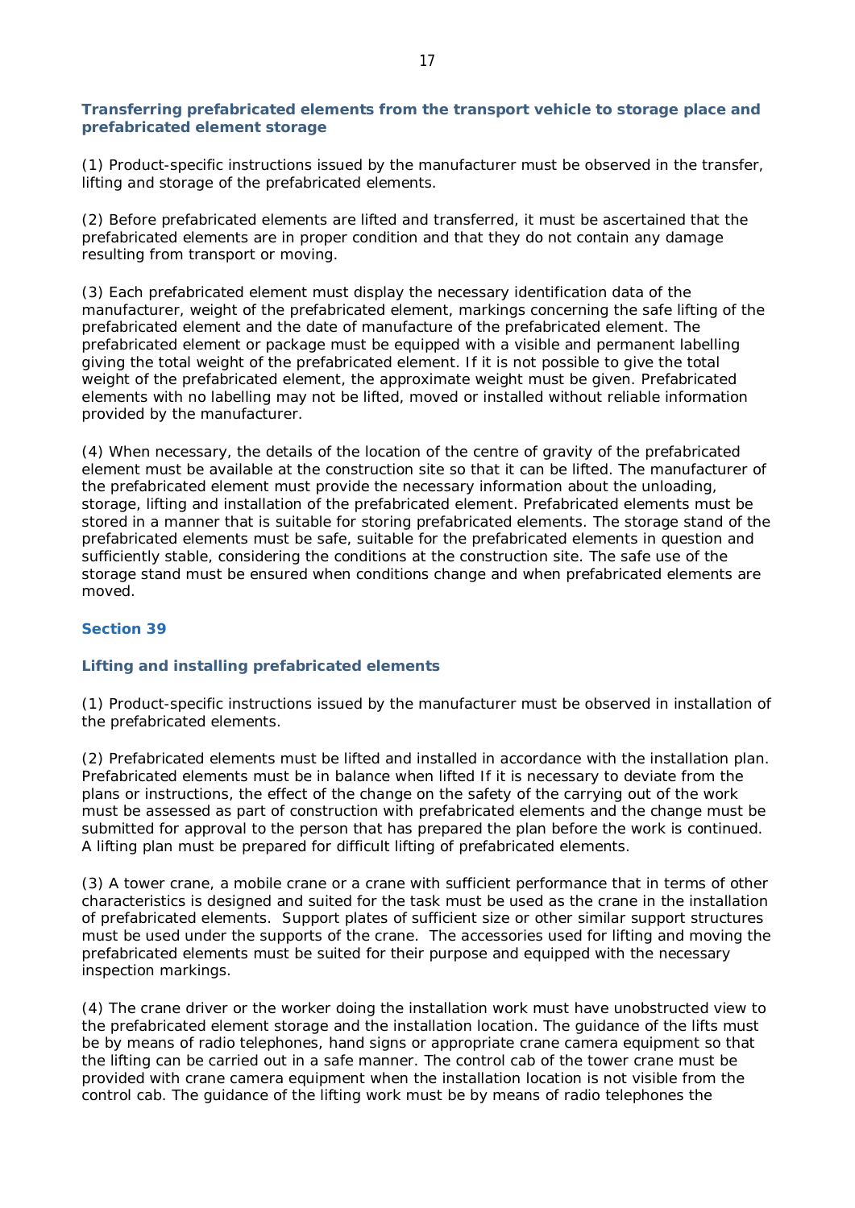### Transferring prefabricated elements from the transport vehicle to storage place and prefabricated element storage

(1) Product-specific instructions issued by the manufacturer must be observed in the transfer, lifting and storage of the prefabricated elements.

(2) Before prefabricated elements are lifted and transferred, it must be ascertained that the prefabricated elements are in proper condition and that they do not contain any damage resulting from transport or moving.

(3) Each prefabricated element must display the necessary identification data of the manufacturer, weight of the prefabricated element, markings concerning the safe lifting of the prefabricated element and the date of manufacture of the prefabricated element. The prefabricated element or package must be equipped with a visible and permanent labelling giving the total weight of the prefabricated element. If it is not possible to give the total weight of the prefabricated element, the approximate weight must be given. Prefabricated elements with no labelling may not be lifted, moved or installed without reliable information provided by the manufacturer.

(4) When necessary, the details of the location of the centre of gravity of the prefabricated element must be available at the construction site so that it can be lifted. The manufacturer of the prefabricated element must provide the necessary information about the unloading, storage, lifting and installation of the prefabricated element. Prefabricated elements must be stored in a manner that is suitable for storing prefabricated elements. The storage stand of the prefabricated elements must be safe, suitable for the prefabricated elements in question and sufficiently stable, considering the conditions at the construction site. The safe use of the storage stand must be ensured when conditions change and when prefabricated elements are moved.

## Section 39

### Lifting and installing prefabricated elements

(1) Product-specific instructions issued by the manufacturer must be observed in installation of the prefabricated elements.

(2) Prefabricated elements must be lifted and installed in accordance with the installation plan. Prefabricated elements must be in balance when lifted If it is necessary to deviate from the plans or instructions, the effect of the change on the safety of the carrying out of the work must be assessed as part of construction with prefabricated elements and the change must be submitted for approval to the person that has prepared the plan before the work is continued. A lifting plan must be prepared for difficult lifting of prefabricated elements.

(3) A tower crane, a mobile crane or a crane with sufficient performance that in terms of other characteristics is designed and suited for the task must be used as the crane in the installation of prefabricated elements. Support plates of sufficient size or other similar support structures must be used under the supports of the crane. The accessories used for lifting and moving the prefabricated elements must be suited for their purpose and equipped with the necessary inspection markings.

(4) The crane driver or the worker doing the installation work must have unobstructed view to the prefabricated element storage and the installation location. The guidance of the lifts must be by means of radio telephones, hand signs or appropriate crane camera equipment so that the lifting can be carried out in a safe manner. The control cab of the tower crane must be provided with crane camera equipment when the installation location is not visible from the control cab. The guidance of the lifting work must be by means of radio telephones the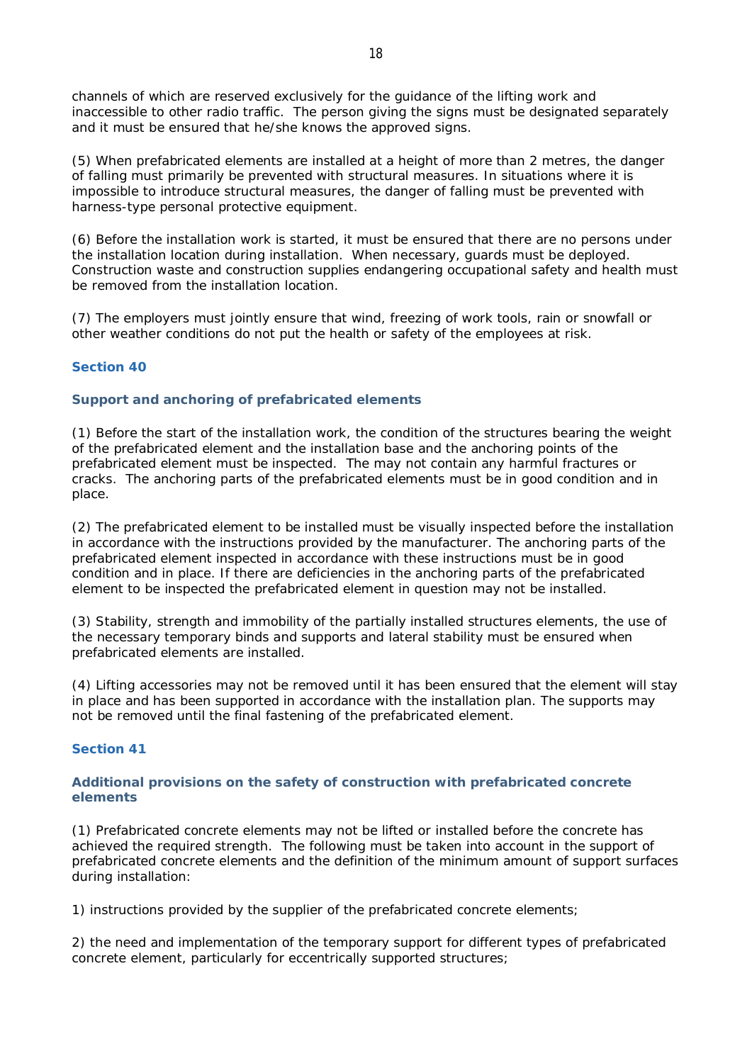channels of which are reserved exclusively for the guidance of the lifting work and inaccessible to other radio traffic. The person giving the signs must be designated separately and it must be ensured that he/she knows the approved signs.

(5) When prefabricated elements are installed at a height of more than 2 metres, the danger of falling must primarily be prevented with structural measures. In situations where it is impossible to introduce structural measures, the danger of falling must be prevented with harness-type personal protective equipment.

(6) Before the installation work is started, it must be ensured that there are no persons under the installation location during installation. When necessary, guards must be deployed. Construction waste and construction supplies endangering occupational safety and health must be removed from the installation location.

(7) The employers must jointly ensure that wind, freezing of work tools, rain or snowfall or other weather conditions do not put the health or safety of the employees at risk.

## Section 40

### Support and anchoring of prefabricated elements

(1) Before the start of the installation work, the condition of the structures bearing the weight of the prefabricated element and the installation base and the anchoring points of the prefabricated element must be inspected. The may not contain any harmful fractures or cracks. The anchoring parts of the prefabricated elements must be in good condition and in place.

(2) The prefabricated element to be installed must be visually inspected before the installation in accordance with the instructions provided by the manufacturer. The anchoring parts of the prefabricated element inspected in accordance with these instructions must be in good condition and in place. If there are deficiencies in the anchoring parts of the prefabricated element to be inspected the prefabricated element in question may not be installed.

(3) Stability, strength and immobility of the partially installed structures elements, the use of the necessary temporary binds and supports and lateral stability must be ensured when prefabricated elements are installed.

(4) Lifting accessories may not be removed until it has been ensured that the element will stay in place and has been supported in accordance with the installation plan. The supports may not be removed until the final fastening of the prefabricated element.

## Section 41

### Additional provisions on the safety of construction with prefabricated concrete elements

(1) Prefabricated concrete elements may not be lifted or installed before the concrete has achieved the required strength. The following must be taken into account in the support of prefabricated concrete elements and the definition of the minimum amount of support surfaces during installation:

1) instructions provided by the supplier of the prefabricated concrete elements;

2) the need and implementation of the temporary support for different types of prefabricated concrete element, particularly for eccentrically supported structures;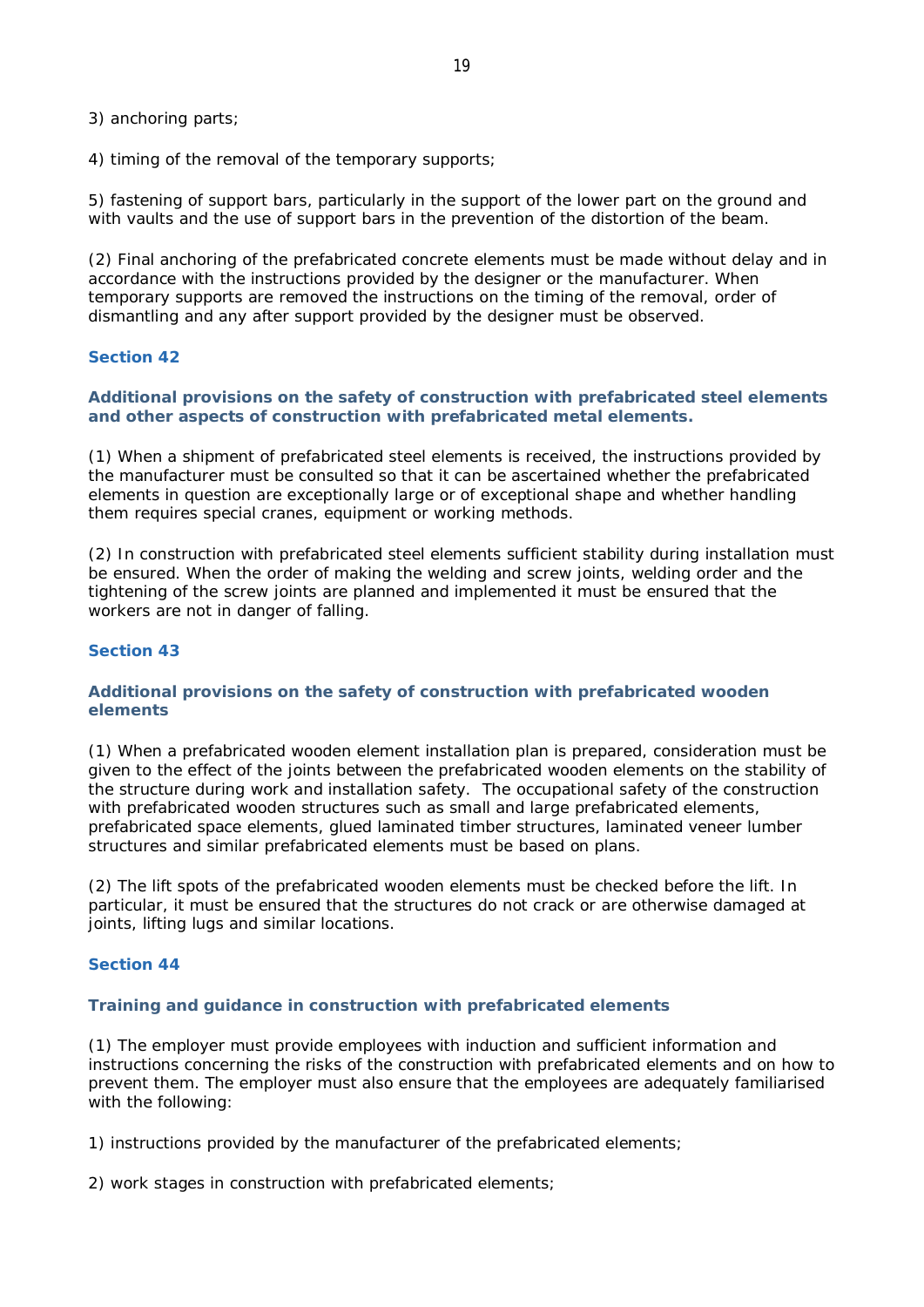3) anchoring parts;

4) timing of the removal of the temporary supports;

5) fastening of support bars, particularly in the support of the lower part on the ground and with vaults and the use of support bars in the prevention of the distortion of the beam.

(2) Final anchoring of the prefabricated concrete elements must be made without delay and in accordance with the instructions provided by the designer or the manufacturer. When temporary supports are removed the instructions on the timing of the removal, order of dismantling and any after support provided by the designer must be observed.

## Section 42

### Additional provisions on the safety of construction with prefabricated steel elements and other aspects of construction with prefabricated metal elements.

(1) When a shipment of prefabricated steel elements is received, the instructions provided by the manufacturer must be consulted so that it can be ascertained whether the prefabricated elements in question are exceptionally large or of exceptional shape and whether handling them requires special cranes, equipment or working methods.

(2) In construction with prefabricated steel elements sufficient stability during installation must be ensured. When the order of making the welding and screw joints, welding order and the tightening of the screw joints are planned and implemented it must be ensured that the workers are not in danger of falling.

## Section 43

### Additional provisions on the safety of construction with prefabricated wooden elements

(1) When a prefabricated wooden element installation plan is prepared, consideration must be given to the effect of the joints between the prefabricated wooden elements on the stability of the structure during work and installation safety. The occupational safety of the construction with prefabricated wooden structures such as small and large prefabricated elements, prefabricated space elements, glued laminated timber structures, laminated veneer lumber structures and similar prefabricated elements must be based on plans.

(2) The lift spots of the prefabricated wooden elements must be checked before the lift. In particular, it must be ensured that the structures do not crack or are otherwise damaged at joints, lifting lugs and similar locations.

## Section 44

### Training and guidance in construction with prefabricated elements

(1) The employer must provide employees with induction and sufficient information and instructions concerning the risks of the construction with prefabricated elements and on how to prevent them. The employer must also ensure that the employees are adequately familiarised with the following:

1) instructions provided by the manufacturer of the prefabricated elements;

2) work stages in construction with prefabricated elements;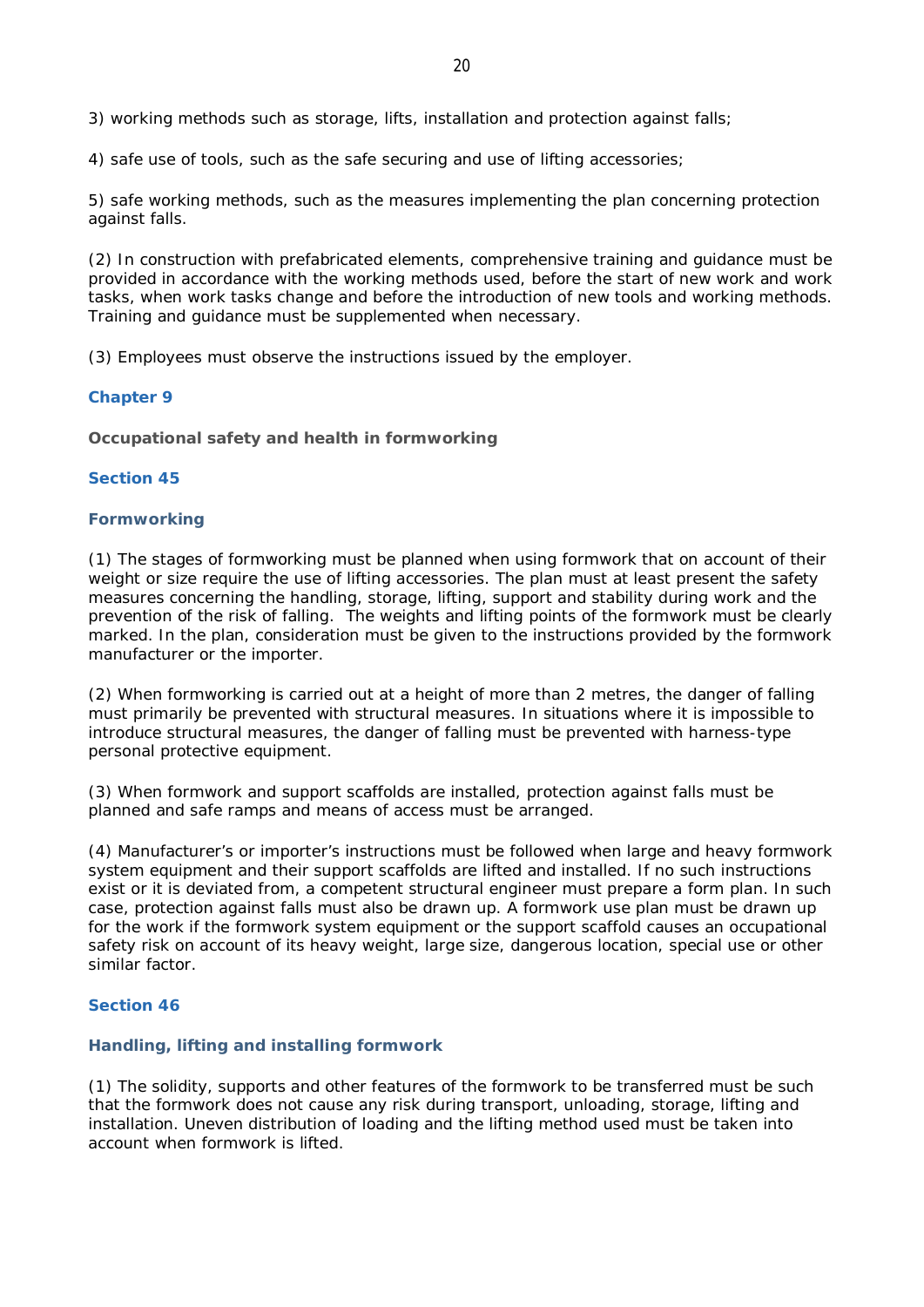3) working methods such as storage, lifts, installation and protection against falls;

4) safe use of tools, such as the safe securing and use of lifting accessories;

5) safe working methods, such as the measures implementing the plan concerning protection against falls.

(2) In construction with prefabricated elements, comprehensive training and guidance must be provided in accordance with the working methods used, before the start of new work and work tasks, when work tasks change and before the introduction of new tools and working methods. Training and guidance must be supplemented when necessary.

(3) Employees must observe the instructions issued by the employer.

## Chapter 9

**Occupational safety and health in formworking**

### Section 45

### Formworking

(1) The stages of formworking must be planned when using formwork that on account of their weight or size require the use of lifting accessories. The plan must at least present the safety measures concerning the handling, storage, lifting, support and stability during work and the prevention of the risk of falling. The weights and lifting points of the formwork must be clearly marked. In the plan, consideration must be given to the instructions provided by the formwork manufacturer or the importer.

(2) When formworking is carried out at a height of more than 2 metres, the danger of falling must primarily be prevented with structural measures. In situations where it is impossible to introduce structural measures, the danger of falling must be prevented with harness-type personal protective equipment.

(3) When formwork and support scaffolds are installed, protection against falls must be planned and safe ramps and means of access must be arranged.

(4) Manufacturer's or importer's instructions must be followed when large and heavy formwork system equipment and their support scaffolds are lifted and installed. If no such instructions exist or it is deviated from, a competent structural engineer must prepare a form plan. In such case, protection against falls must also be drawn up. A formwork use plan must be drawn up for the work if the formwork system equipment or the support scaffold causes an occupational safety risk on account of its heavy weight, large size, dangerous location, special use or other similar factor.

### Section 46

### Handling, lifting and installing formwork

(1) The solidity, supports and other features of the formwork to be transferred must be such that the formwork does not cause any risk during transport, unloading, storage, lifting and installation. Uneven distribution of loading and the lifting method used must be taken into account when formwork is lifted.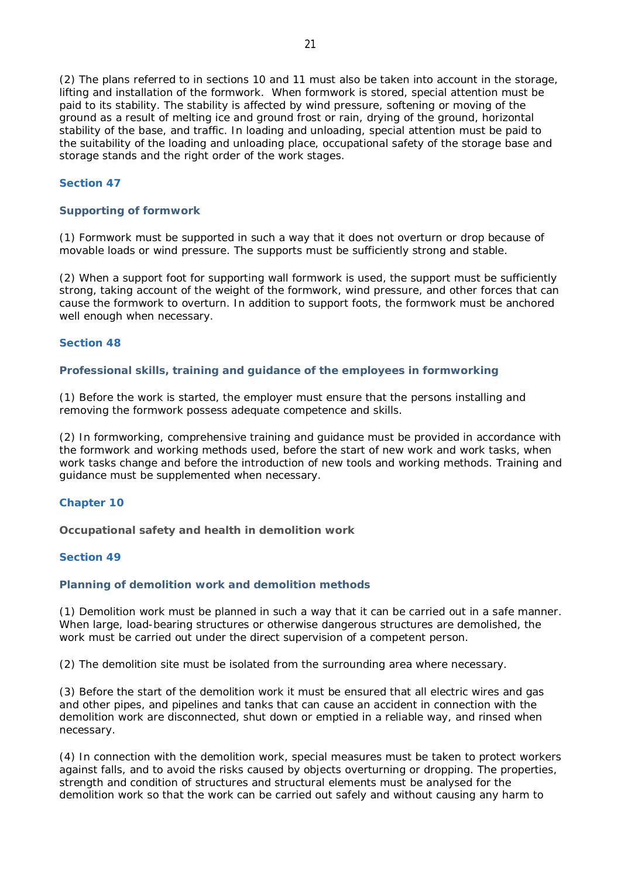(2) The plans referred to in sections 10 and 11 must also be taken into account in the storage, lifting and installation of the formwork. When formwork is stored, special attention must be paid to its stability. The stability is affected by wind pressure, softening or moving of the ground as a result of melting ice and ground frost or rain, drying of the ground, horizontal stability of the base, and traffic. In loading and unloading, special attention must be paid to the suitability of the loading and unloading place, occupational safety of the storage base and storage stands and the right order of the work stages.

### Section 47

### Supporting of formwork

(1) Formwork must be supported in such a way that it does not overturn or drop because of movable loads or wind pressure. The supports must be sufficiently strong and stable.

(2) When a support foot for supporting wall formwork is used, the support must be sufficiently strong, taking account of the weight of the formwork, wind pressure, and other forces that can cause the formwork to overturn. In addition to support foots, the formwork must be anchored well enough when necessary.

### Section 48

### Professional skills, training and guidance of the employees in formworking

(1) Before the work is started, the employer must ensure that the persons installing and removing the formwork possess adequate competence and skills.

(2) In formworking, comprehensive training and guidance must be provided in accordance with the formwork and working methods used, before the start of new work and work tasks, when work tasks change and before the introduction of new tools and working methods. Training and guidance must be supplemented when necessary.

## Chapter 10

## Occupational safety and health in demolition work

### Section 49

### Planning of demolition work and demolition methods

(1) Demolition work must be planned in such a way that it can be carried out in a safe manner. When large, load-bearing structures or otherwise dangerous structures are demolished, the work must be carried out under the direct supervision of a competent person.

(2) The demolition site must be isolated from the surrounding area where necessary.

(3) Before the start of the demolition work it must be ensured that all electric wires and gas and other pipes, and pipelines and tanks that can cause an accident in connection with the demolition work are disconnected, shut down or emptied in a reliable way, and rinsed when necessary.

(4) In connection with the demolition work, special measures must be taken to protect workers against falls, and to avoid the risks caused by objects overturning or dropping. The properties, strength and condition of structures and structural elements must be analysed for the demolition work so that the work can be carried out safely and without causing any harm to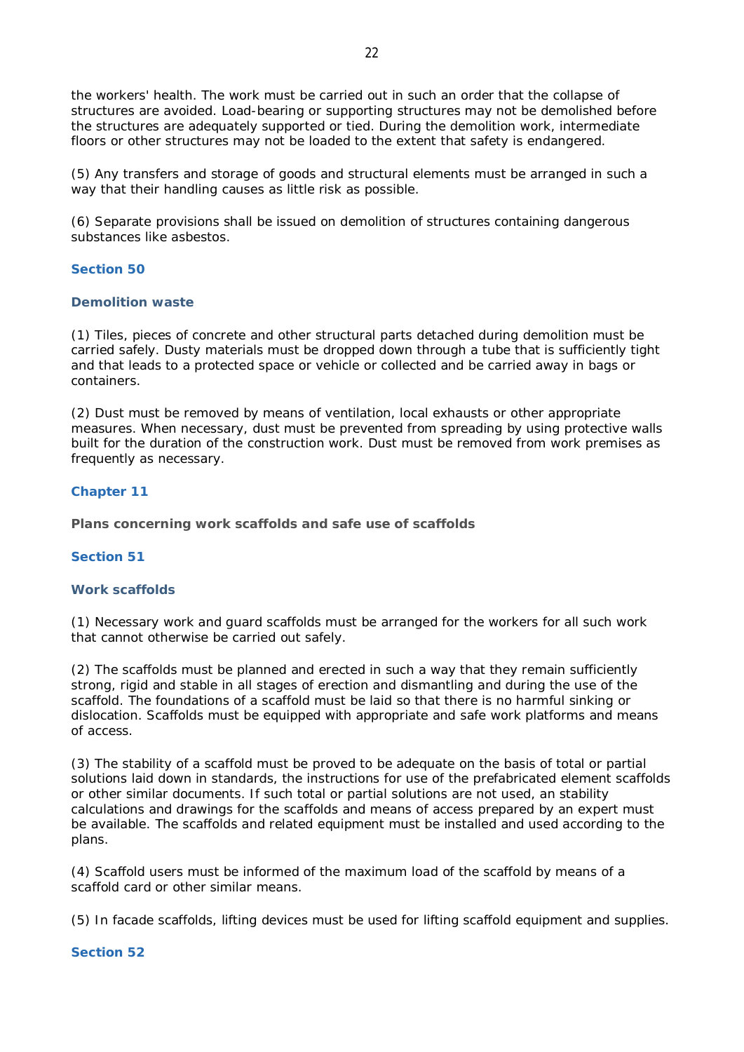the workers' health. The work must be carried out in such an order that the collapse of structures are avoided. Load-bearing or supporting structures may not be demolished before the structures are adequately supported or tied. During the demolition work, intermediate floors or other structures may not be loaded to the extent that safety is endangered.

(5) Any transfers and storage of goods and structural elements must be arranged in such a way that their handling causes as little risk as possible.

(6) Separate provisions shall be issued on demolition of structures containing dangerous substances like asbestos.

### Section 50

#### Demolition waste

(1) Tiles, pieces of concrete and other structural parts detached during demolition must be carried safely. Dusty materials must be dropped down through a tube that is sufficiently tight and that leads to a protected space or vehicle or collected and be carried away in bags or containers.

(2) Dust must be removed by means of ventilation, local exhausts or other appropriate measures. When necessary, dust must be prevented from spreading by using protective walls built for the duration of the construction work. Dust must be removed from work premises as frequently as necessary.

## Chapter 11

**Plans concerning work scaffolds and safe use of scaffolds**

### Section 51

#### Work scaffolds

(1) Necessary work and guard scaffolds must be arranged for the workers for all such work that cannot otherwise be carried out safely.

(2) The scaffolds must be planned and erected in such a way that they remain sufficiently strong, rigid and stable in all stages of erection and dismantling and during the use of the scaffold. The foundations of a scaffold must be laid so that there is no harmful sinking or dislocation. Scaffolds must be equipped with appropriate and safe work platforms and means of access.

(3) The stability of a scaffold must be proved to be adequate on the basis of total or partial solutions laid down in standards, the instructions for use of the prefabricated element scaffolds or other similar documents. If such total or partial solutions are not used, an stability calculations and drawings for the scaffolds and means of access prepared by an expert must be available. The scaffolds and related equipment must be installed and used according to the plans.

(4) Scaffold users must be informed of the maximum load of the scaffold by means of a scaffold card or other similar means.

(5) In facade scaffolds, lifting devices must be used for lifting scaffold equipment and supplies.

### Section 52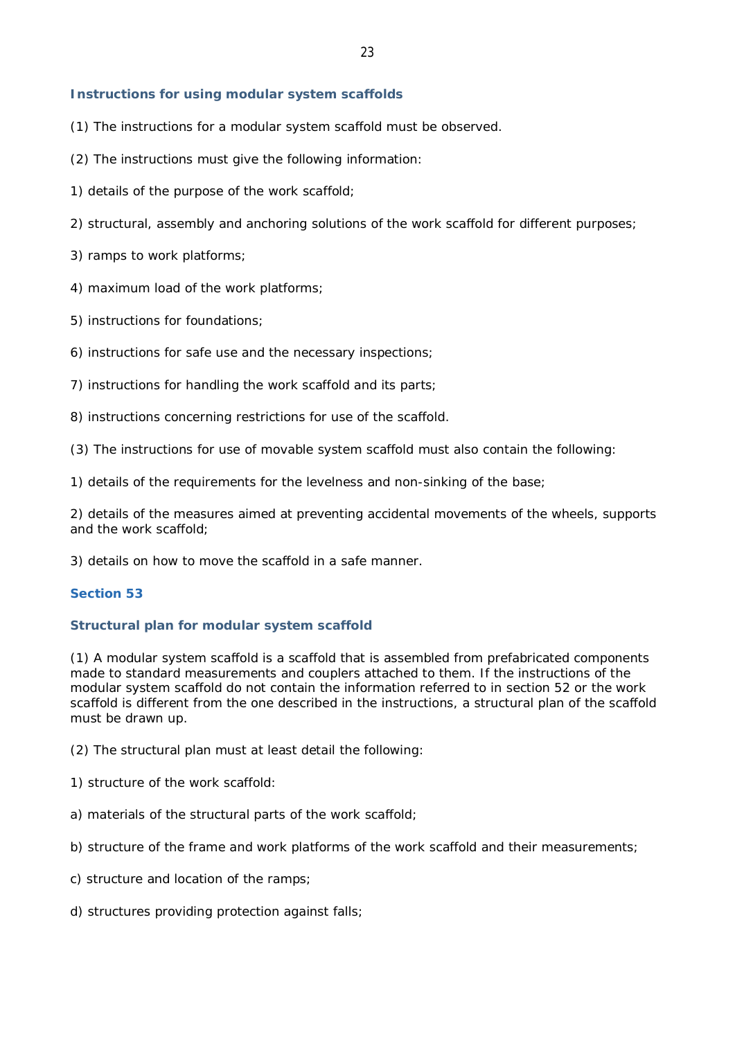### Instructions for using modular system scaffolds

(1) The instructions for a modular system scaffold must be observed.

(2) The instructions must give the following information:

1) details of the purpose of the work scaffold;

2) structural, assembly and anchoring solutions of the work scaffold for different purposes;

3) ramps to work platforms;

4) maximum load of the work platforms;

5) instructions for foundations;

6) instructions for safe use and the necessary inspections;

7) instructions for handling the work scaffold and its parts;

8) instructions concerning restrictions for use of the scaffold.

(3) The instructions for use of movable system scaffold must also contain the following:

1) details of the requirements for the levelness and non-sinking of the base;

2) details of the measures aimed at preventing accidental movements of the wheels, supports and the work scaffold;

3) details on how to move the scaffold in a safe manner.

## Section 53

### Structural plan for modular system scaffold

(1) A modular system scaffold is a scaffold that is assembled from prefabricated components made to standard measurements and couplers attached to them. If the instructions of the modular system scaffold do not contain the information referred to in section 52 or the work scaffold is different from the one described in the instructions, a structural plan of the scaffold must be drawn up.

(2) The structural plan must at least detail the following:

1) structure of the work scaffold:

a) materials of the structural parts of the work scaffold;

b) structure of the frame and work platforms of the work scaffold and their measurements;

c) structure and location of the ramps;

d) structures providing protection against falls;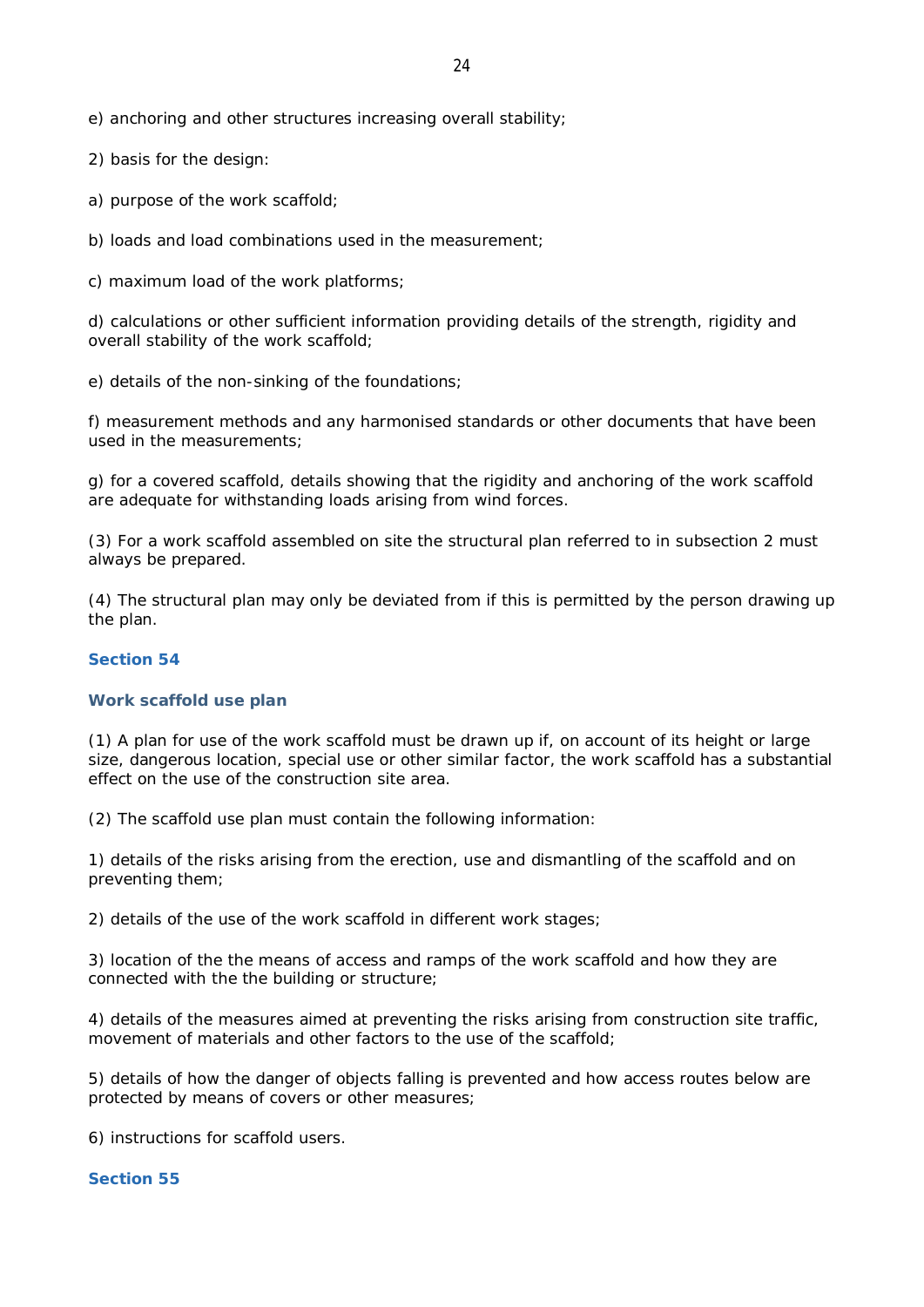e) anchoring and other structures increasing overall stability;

2) basis for the design:

a) purpose of the work scaffold;

b) loads and load combinations used in the measurement;

c) maximum load of the work platforms;

d) calculations or other sufficient information providing details of the strength, rigidity and overall stability of the work scaffold;

e) details of the non-sinking of the foundations;

f) measurement methods and any harmonised standards or other documents that have been used in the measurements;

g) for a covered scaffold, details showing that the rigidity and anchoring of the work scaffold are adequate for withstanding loads arising from wind forces.

(3) For a work scaffold assembled on site the structural plan referred to in subsection 2 must always be prepared.

(4) The structural plan may only be deviated from if this is permitted by the person drawing up the plan.

## Section 54

### Work scaffold use plan

(1) A plan for use of the work scaffold must be drawn up if, on account of its height or large size, dangerous location, special use or other similar factor, the work scaffold has a substantial effect on the use of the construction site area.

(2) The scaffold use plan must contain the following information:

1) details of the risks arising from the erection, use and dismantling of the scaffold and on preventing them;

2) details of the use of the work scaffold in different work stages;

3) location of the the means of access and ramps of the work scaffold and how they are connected with the the building or structure;

4) details of the measures aimed at preventing the risks arising from construction site traffic, movement of materials and other factors to the use of the scaffold;

5) details of how the danger of objects falling is prevented and how access routes below are protected by means of covers or other measures;

6) instructions for scaffold users.

## Section 55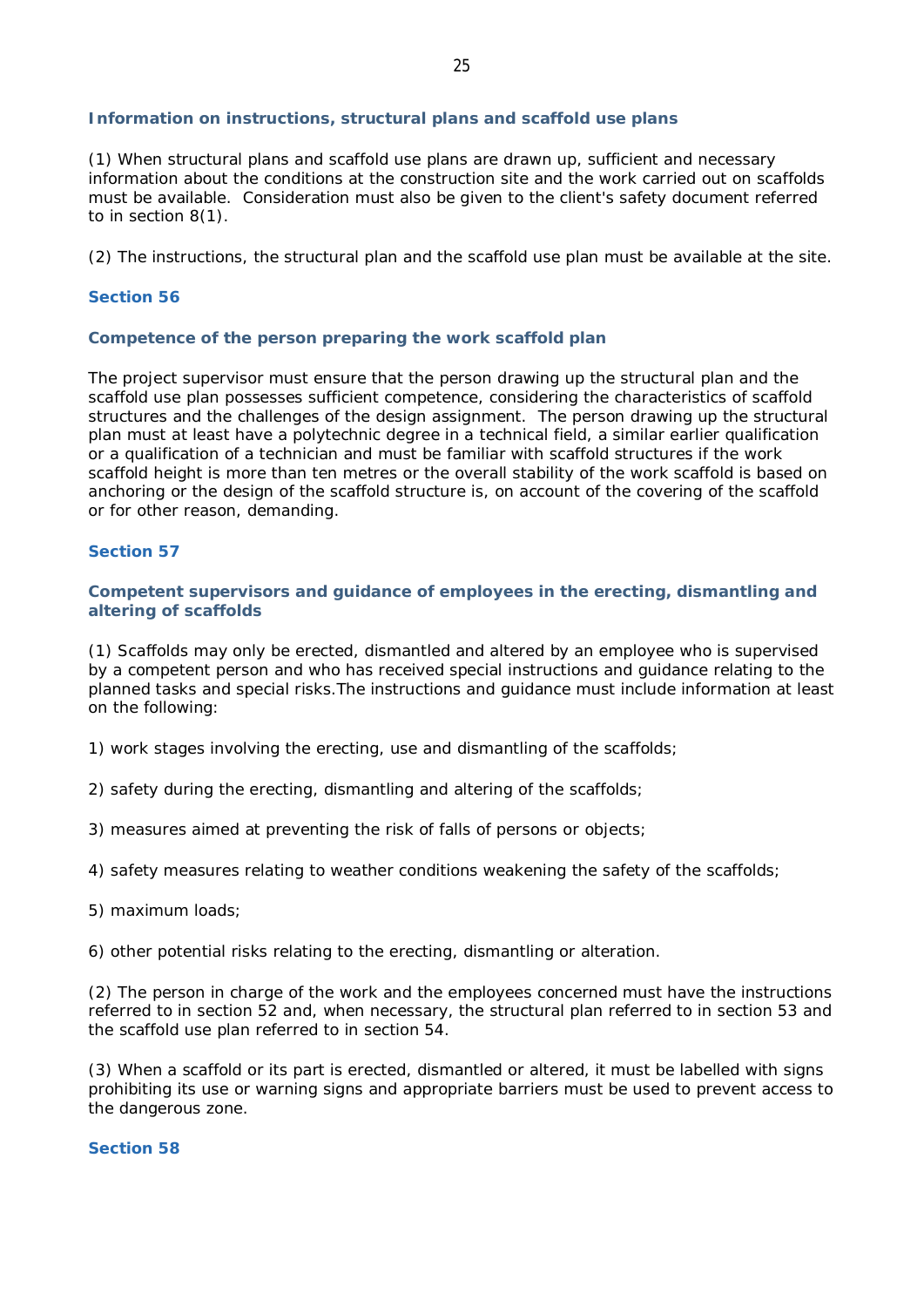### Information on instructions, structural plans and scaffold use plans

(1) When structural plans and scaffold use plans are drawn up, sufficient and necessary information about the conditions at the construction site and the work carried out on scaffolds must be available. Consideration must also be given to the client's safety document referred to in section 8(1).

(2) The instructions, the structural plan and the scaffold use plan must be available at the site.

## Section 56

### Competence of the person preparing the work scaffold plan

The project supervisor must ensure that the person drawing up the structural plan and the scaffold use plan possesses sufficient competence, considering the characteristics of scaffold structures and the challenges of the design assignment. The person drawing up the structural plan must at least have a polytechnic degree in a technical field, a similar earlier qualification or a qualification of a technician and must be familiar with scaffold structures if the work scaffold height is more than ten metres or the overall stability of the work scaffold is based on anchoring or the design of the scaffold structure is, on account of the covering of the scaffold or for other reason, demanding.

## Section 57

### Competent supervisors and guidance of employees in the erecting, dismantling and altering of scaffolds

(1) Scaffolds may only be erected, dismantled and altered by an employee who is supervised by a competent person and who has received special instructions and guidance relating to the planned tasks and special risks.The instructions and guidance must include information at least on the following:

1) work stages involving the erecting, use and dismantling of the scaffolds;

2) safety during the erecting, dismantling and altering of the scaffolds;

3) measures aimed at preventing the risk of falls of persons or objects;

4) safety measures relating to weather conditions weakening the safety of the scaffolds;

5) maximum loads;

6) other potential risks relating to the erecting, dismantling or alteration.

(2) The person in charge of the work and the employees concerned must have the instructions referred to in section 52 and, when necessary, the structural plan referred to in section 53 and the scaffold use plan referred to in section 54.

(3) When a scaffold or its part is erected, dismantled or altered, it must be labelled with signs prohibiting its use or warning signs and appropriate barriers must be used to prevent access to the dangerous zone.

## Section 58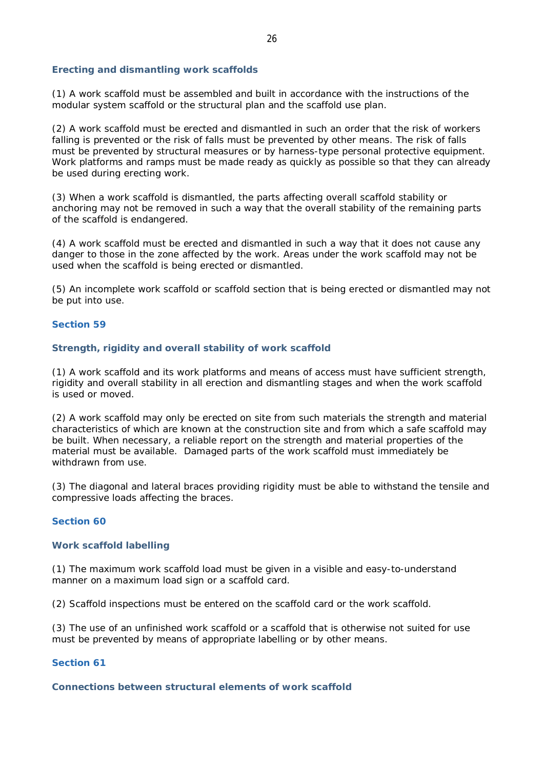### Erecting and dismantling work scaffolds

(1) A work scaffold must be assembled and built in accordance with the instructions of the modular system scaffold or the structural plan and the scaffold use plan.

(2) A work scaffold must be erected and dismantled in such an order that the risk of workers falling is prevented or the risk of falls must be prevented by other means. The risk of falls must be prevented by structural measures or by harness-type personal protective equipment. Work platforms and ramps must be made ready as quickly as possible so that they can already be used during erecting work.

(3) When a work scaffold is dismantled, the parts affecting overall scaffold stability or anchoring may not be removed in such a way that the overall stability of the remaining parts of the scaffold is endangered.

(4) A work scaffold must be erected and dismantled in such a way that it does not cause any danger to those in the zone affected by the work. Areas under the work scaffold may not be used when the scaffold is being erected or dismantled.

(5) An incomplete work scaffold or scaffold section that is being erected or dismantled may not be put into use.

## Section 59

### Strength, rigidity and overall stability of work scaffold

(1) A work scaffold and its work platforms and means of access must have sufficient strength, rigidity and overall stability in all erection and dismantling stages and when the work scaffold is used or moved.

(2) A work scaffold may only be erected on site from such materials the strength and material characteristics of which are known at the construction site and from which a safe scaffold may be built. When necessary, a reliable report on the strength and material properties of the material must be available. Damaged parts of the work scaffold must immediately be withdrawn from use.

(3) The diagonal and lateral braces providing rigidity must be able to withstand the tensile and compressive loads affecting the braces.

## Section 60

### Work scaffold labelling

(1) The maximum work scaffold load must be given in a visible and easy-to-understand manner on a maximum load sign or a scaffold card.

(2) Scaffold inspections must be entered on the scaffold card or the work scaffold.

(3) The use of an unfinished work scaffold or a scaffold that is otherwise not suited for use must be prevented by means of appropriate labelling or by other means.

## Section 61

### Connections between structural elements of work scaffold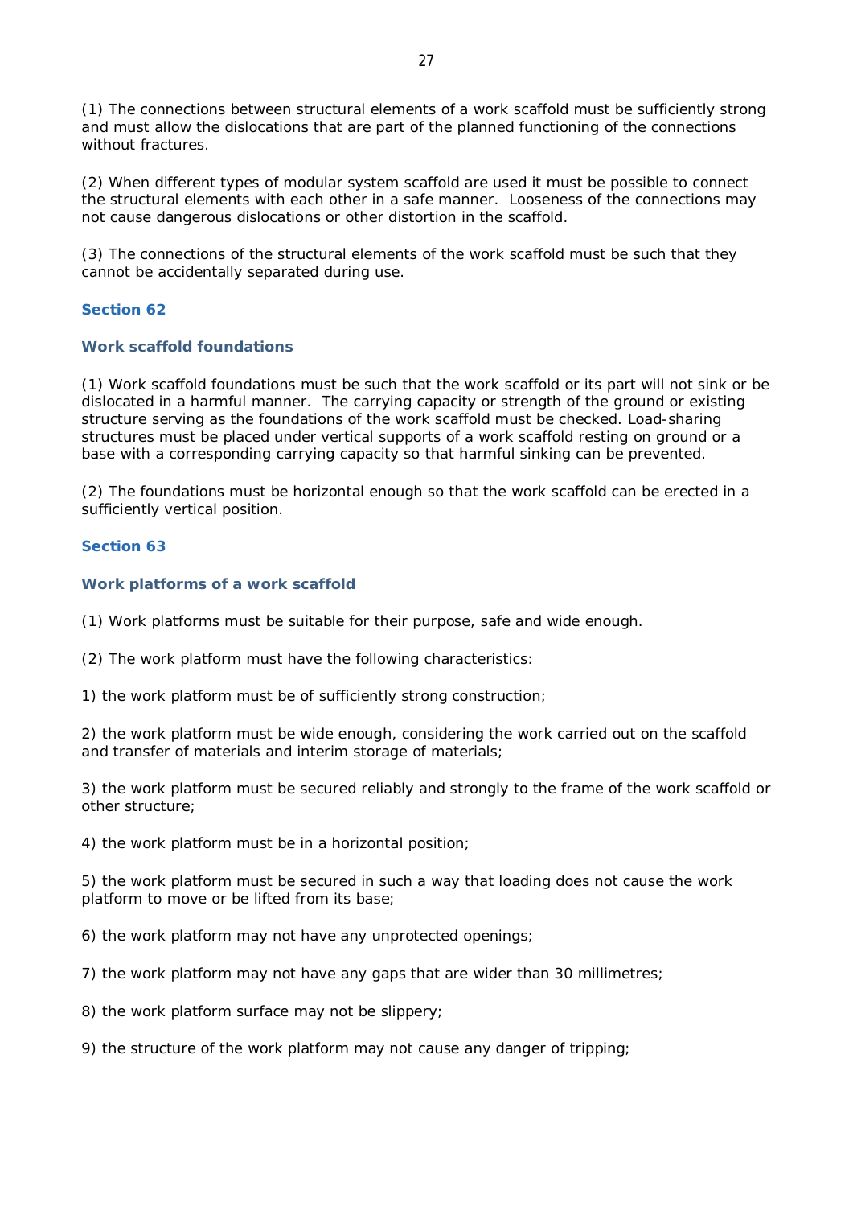(1) The connections between structural elements of a work scaffold must be sufficiently strong and must allow the dislocations that are part of the planned functioning of the connections without fractures.

(2) When different types of modular system scaffold are used it must be possible to connect the structural elements with each other in a safe manner.  Looseness of the connections may not cause dangerous dislocations or other distortion in the scaffold.

(3) The connections of the structural elements of the work scaffold must be such that they cannot be accidentally separated during use.

## Section 62

### Work scaffold foundations

(1) Work scaffold foundations must be such that the work scaffold or its part will not sink or be dislocated in a harmful manner.  The carrying capacity or strength of the ground or existing structure serving as the foundations of the work scaffold must be checked. Load-sharing structures must be placed under vertical supports of a work scaffold resting on ground or a base with a corresponding carrying capacity so that harmful sinking can be prevented.

(2) The foundations must be horizontal enough so that the work scaffold can be erected in a sufficiently vertical position.

## Section 63

### Work platforms of a work scaffold

(1) Work platforms must be suitable for their purpose, safe and wide enough.

(2) The work platform must have the following characteristics:

1) the work platform must be of sufficiently strong construction;

2) the work platform must be wide enough, considering the work carried out on the scaffold and transfer of materials and interim storage of materials;

3) the work platform must be secured reliably and strongly to the frame of the work scaffold or other structure;

4) the work platform must be in a horizontal position;

5) the work platform must be secured in such a way that loading does not cause the work platform to move or be lifted from its base;

6) the work platform may not have any unprotected openings;

7) the work platform may not have any gaps that are wider than 30 millimetres;

8) the work platform surface may not be slippery;

9) the structure of the work platform may not cause any danger of tripping;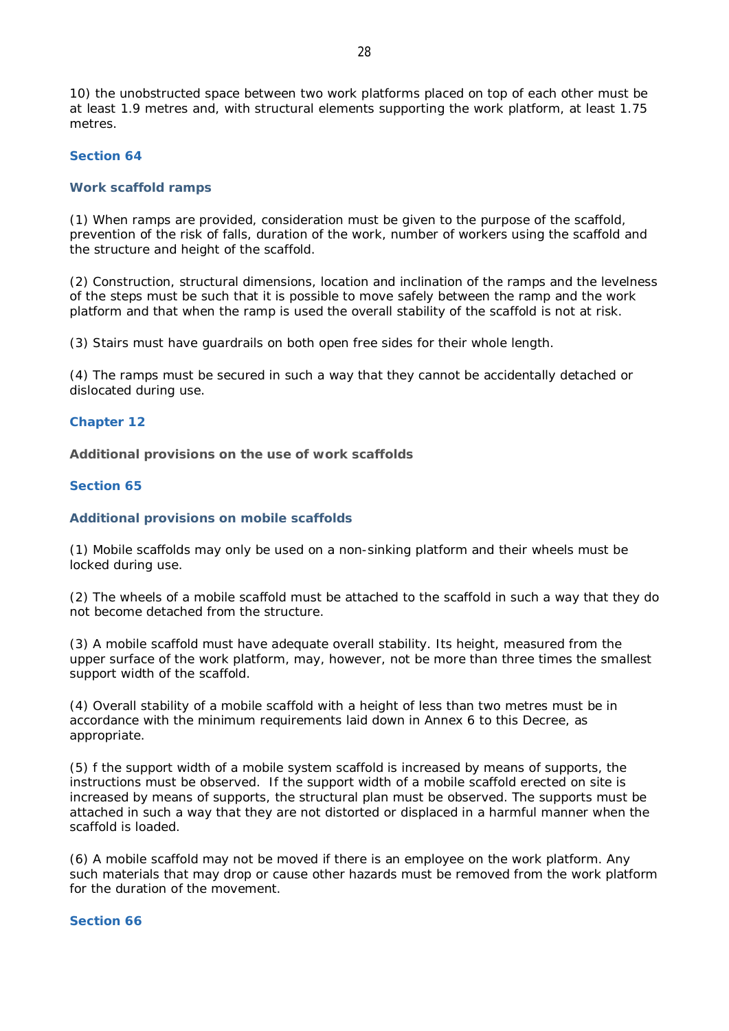10) the unobstructed space between two work platforms placed on top of each other must be at least 1.9 metres and, with structural elements supporting the work platform, at least 1.75 metres.

## Section 64

### Work scaffold ramps

(1) When ramps are provided, consideration must be given to the purpose of the scaffold, prevention of the risk of falls, duration of the work, number of workers using the scaffold and the structure and height of the scaffold.

(2) Construction, structural dimensions, location and inclination of the ramps and the levelness of the steps must be such that it is possible to move safely between the ramp and the work platform and that when the ramp is used the overall stability of the scaffold is not at risk.

(3) Stairs must have guardrails on both open free sides for their whole length.

(4) The ramps must be secured in such a way that they cannot be accidentally detached or dislocated during use.

## Chapter 12

### Additional provisions on the use of work scaffolds

## Section 65

### Additional provisions on mobile scaffolds

(1) Mobile scaffolds may only be used on a non-sinking platform and their wheels must be locked during use.

(2) The wheels of a mobile scaffold must be attached to the scaffold in such a way that they do not become detached from the structure.

(3) A mobile scaffold must have adequate overall stability. Its height, measured from the upper surface of the work platform, may, however, not be more than three times the smallest support width of the scaffold.

(4) Overall stability of a mobile scaffold with a height of less than two metres must be in accordance with the minimum requirements laid down in Annex 6 to this Decree, as appropriate.

(5) f the support width of a mobile system scaffold is increased by means of supports, the instructions must be observed.  If the support width of a mobile scaffold erected on site is increased by means of supports, the structural plan must be observed. The supports must be attached in such a way that they are not distorted or displaced in a harmful manner when the scaffold is loaded.

(6) A mobile scaffold may not be moved if there is an employee on the work platform. Any such materials that may drop or cause other hazards must be removed from the work platform for the duration of the movement.

## Section 66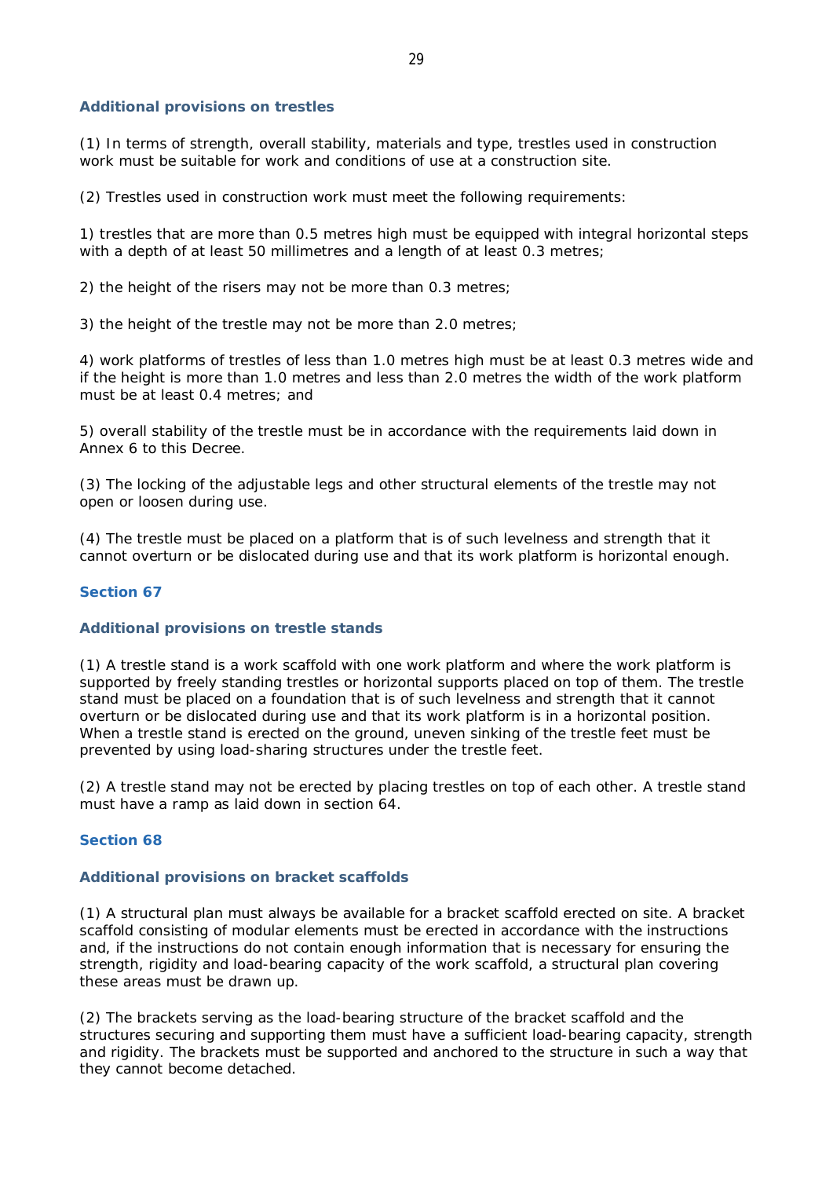### Additional provisions on trestles

(1) In terms of strength, overall stability, materials and type, trestles used in construction work must be suitable for work and conditions of use at a construction site.

(2) Trestles used in construction work must meet the following requirements:

1) trestles that are more than 0.5 metres high must be equipped with integral horizontal steps with a depth of at least 50 millimetres and a length of at least 0.3 metres;

2) the height of the risers may not be more than 0.3 metres;

3) the height of the trestle may not be more than 2.0 metres;

4) work platforms of trestles of less than 1.0 metres high must be at least 0.3 metres wide and if the height is more than 1.0 metres and less than 2.0 metres the width of the work platform must be at least 0.4 metres; and

5) overall stability of the trestle must be in accordance with the requirements laid down in Annex 6 to this Decree.

(3) The locking of the adjustable legs and other structural elements of the trestle may not open or loosen during use.

(4) The trestle must be placed on a platform that is of such levelness and strength that it cannot overturn or be dislocated during use and that its work platform is horizontal enough.

## Section 67

### Additional provisions on trestle stands

(1) A trestle stand is a work scaffold with one work platform and where the work platform is supported by freely standing trestles or horizontal supports placed on top of them. The trestle stand must be placed on a foundation that is of such levelness and strength that it cannot overturn or be dislocated during use and that its work platform is in a horizontal position. When a trestle stand is erected on the ground, uneven sinking of the trestle feet must be prevented by using load-sharing structures under the trestle feet.

(2) A trestle stand may not be erected by placing trestles on top of each other. A trestle stand must have a ramp as laid down in section 64.

## Section 68

### Additional provisions on bracket scaffolds

(1) A structural plan must always be available for a bracket scaffold erected on site. A bracket scaffold consisting of modular elements must be erected in accordance with the instructions and, if the instructions do not contain enough information that is necessary for ensuring the strength, rigidity and load-bearing capacity of the work scaffold, a structural plan covering these areas must be drawn up.

(2) The brackets serving as the load-bearing structure of the bracket scaffold and the structures securing and supporting them must have a sufficient load-bearing capacity, strength and rigidity. The brackets must be supported and anchored to the structure in such a way that they cannot become detached.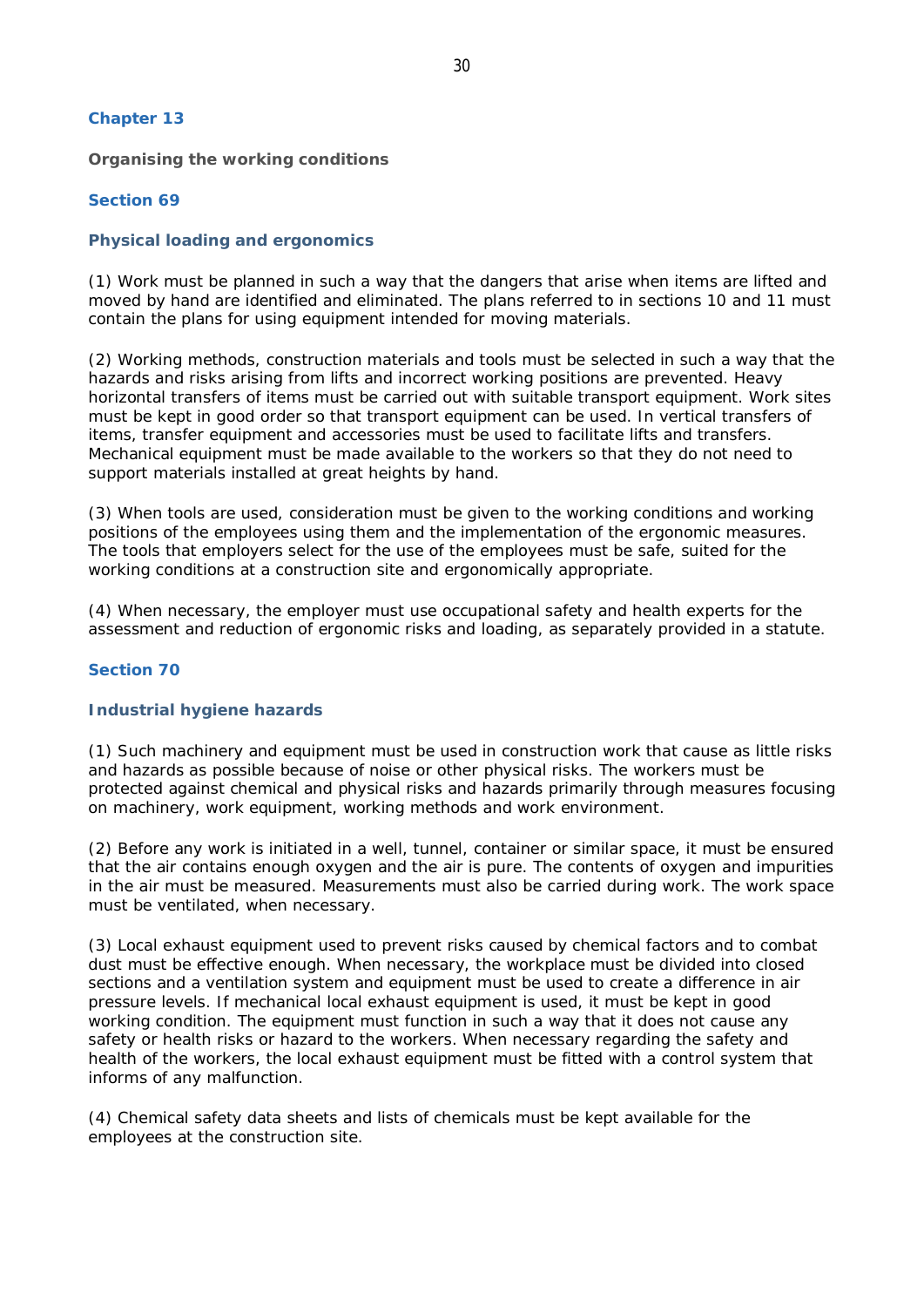## Chapter 13

**Organising the working conditions**

### Section 69

### Physical loading and ergonomics

(1) Work must be planned in such a way that the dangers that arise when items are lifted and moved by hand are identified and eliminated. The plans referred to in sections 10 and 11 must contain the plans for using equipment intended for moving materials.

(2) Working methods, construction materials and tools must be selected in such a way that the hazards and risks arising from lifts and incorrect working positions are prevented. Heavy horizontal transfers of items must be carried out with suitable transport equipment. Work sites must be kept in good order so that transport equipment can be used. In vertical transfers of items, transfer equipment and accessories must be used to facilitate lifts and transfers. Mechanical equipment must be made available to the workers so that they do not need to support materials installed at great heights by hand.

(3) When tools are used, consideration must be given to the working conditions and working positions of the employees using them and the implementation of the ergonomic measures. The tools that employers select for the use of the employees must be safe, suited for the working conditions at a construction site and ergonomically appropriate.

(4) When necessary, the employer must use occupational safety and health experts for the assessment and reduction of ergonomic risks and loading, as separately provided in a statute.

### Section 70

### Industrial hygiene hazards

(1) Such machinery and equipment must be used in construction work that cause as little risks and hazards as possible because of noise or other physical risks. The workers must be protected against chemical and physical risks and hazards primarily through measures focusing on machinery, work equipment, working methods and work environment.

(2) Before any work is initiated in a well, tunnel, container or similar space, it must be ensured that the air contains enough oxygen and the air is pure. The contents of oxygen and impurities in the air must be measured. Measurements must also be carried during work. The work space must be ventilated, when necessary.

(3) Local exhaust equipment used to prevent risks caused by chemical factors and to combat dust must be effective enough. When necessary, the workplace must be divided into closed sections and a ventilation system and equipment must be used to create a difference in air pressure levels. If mechanical local exhaust equipment is used, it must be kept in good working condition. The equipment must function in such a way that it does not cause any safety or health risks or hazard to the workers. When necessary regarding the safety and health of the workers, the local exhaust equipment must be fitted with a control system that informs of any malfunction.

(4) Chemical safety data sheets and lists of chemicals must be kept available for the employees at the construction site.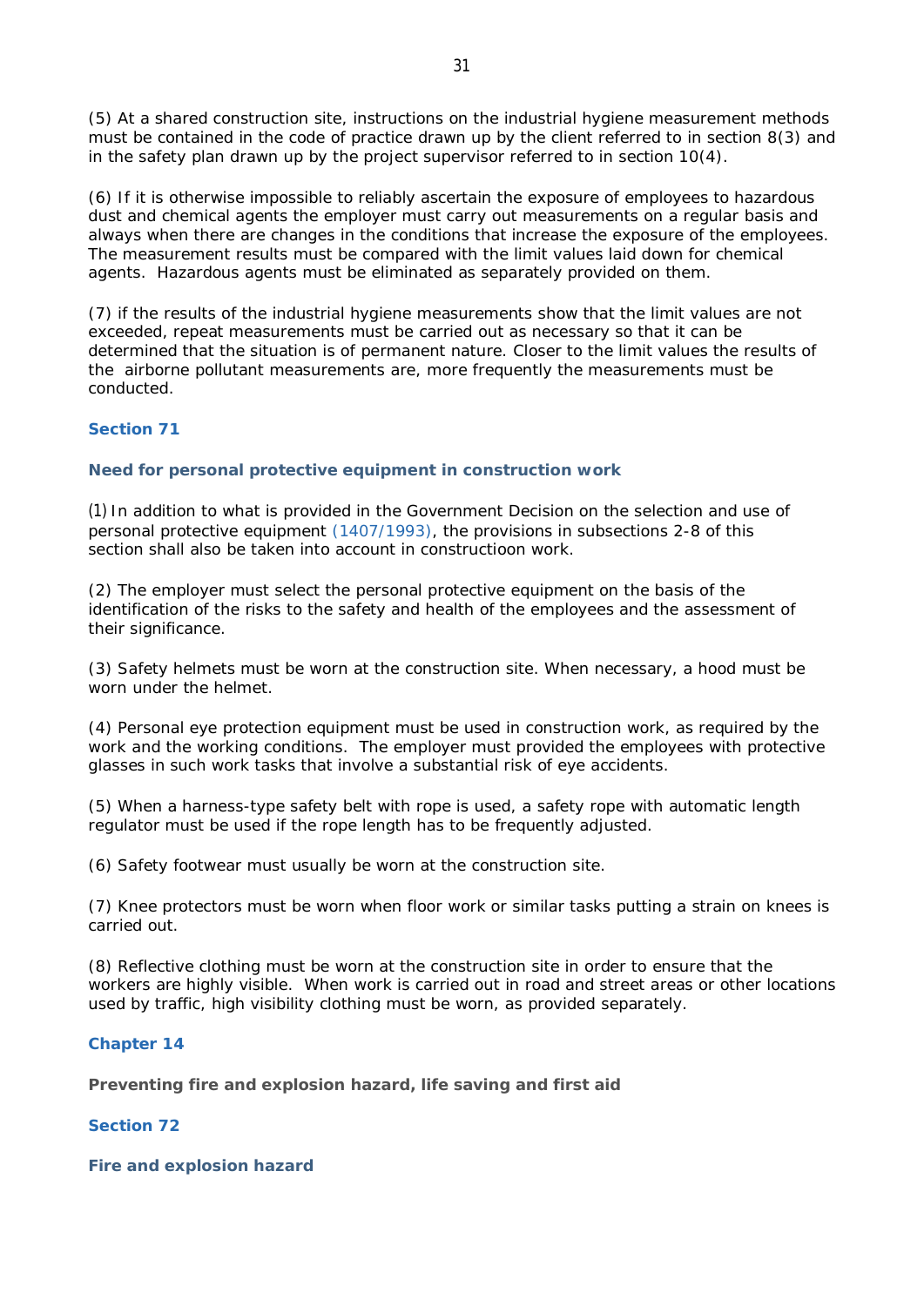(5) At a shared construction site, instructions on the industrial hygiene measurement methods must be contained in the code of practice drawn up by the client referred to in section 8(3) and in the safety plan drawn up by the project supervisor referred to in section 10(4).

(6) If it is otherwise impossible to reliably ascertain the exposure of employees to hazardous dust and chemical agents the employer must carry out measurements on a regular basis and always when there are changes in the conditions that increase the exposure of the employees. The measurement results must be compared with the limit values laid down for chemical agents. Hazardous agents must be eliminated as separately provided on them.

(7) if the results of the industrial hygiene measurements show that the limit values are not exceeded, repeat measurements must be carried out as necessary so that it can be determined that the situation is of permanent nature. Closer to the limit values the results of the airborne pollutant measurements are, more frequently the measurements must be conducted.

### Section 71

#### Need for personal protective equipment in construction work

(1) In addition to what is provided in the Government Decision on the selection and use of personal protective equipment (1407/1993), the provisions in subsections 2-8 of this section shall also be taken into account in constructioon work.

(2) The employer must select the personal protective equipment on the basis of the identification of the risks to the safety and health of the employees and the assessment of their significance.

(3) Safety helmets must be worn at the construction site. When necessary, a hood must be worn under the helmet.

(4) Personal eye protection equipment must be used in construction work, as required by the work and the working conditions. The employer must provided the employees with protective glasses in such work tasks that involve a substantial risk of eye accidents.

(5) When a harness-type safety belt with rope is used, a safety rope with automatic length regulator must be used if the rope length has to be frequently adjusted.

(6) Safety footwear must usually be worn at the construction site.

(7) Knee protectors must be worn when floor work or similar tasks putting a strain on knees is carried out.

(8) Reflective clothing must be worn at the construction site in order to ensure that the workers are highly visible. When work is carried out in road and street areas or other locations used by traffic, high visibility clothing must be worn, as provided separately.

## Chapter 14

### Preventing fire and explosion hazard, life saving and first aid

### Section 72

#### Fire and explosion hazard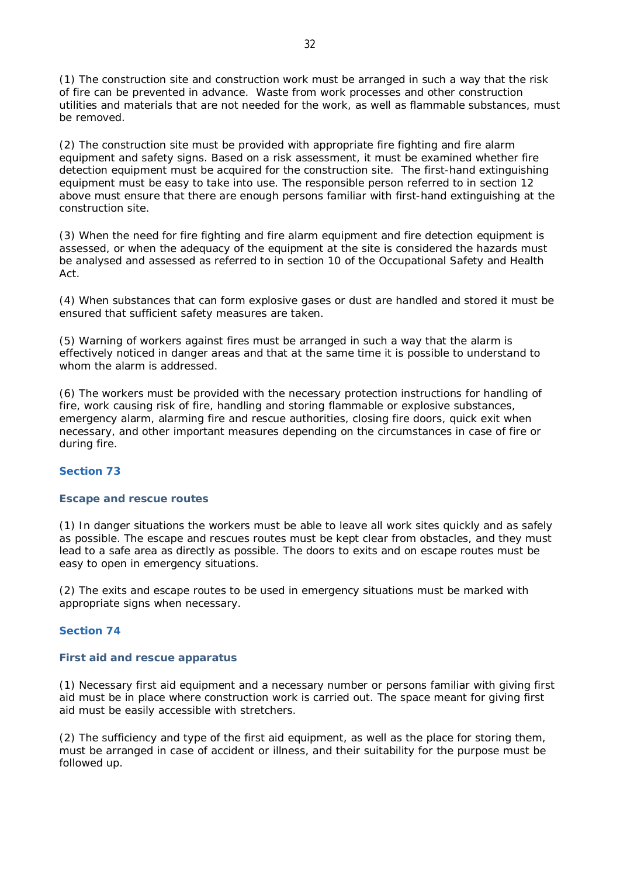(1) The construction site and construction work must be arranged in such a way that the risk of fire can be prevented in advance. Waste from work processes and other construction utilities and materials that are not needed for the work, as well as flammable substances, must be removed.

(2) The construction site must be provided with appropriate fire fighting and fire alarm equipment and safety signs. Based on a risk assessment, it must be examined whether fire detection equipment must be acquired for the construction site. The first-hand extinguishing equipment must be easy to take into use. The responsible person referred to in section 12 above must ensure that there are enough persons familiar with first-hand extinguishing at the construction site.

(3) When the need for fire fighting and fire alarm equipment and fire detection equipment is assessed, or when the adequacy of the equipment at the site is considered the hazards must be analysed and assessed as referred to in section 10 of the Occupational Safety and Health Act.

(4) When substances that can form explosive gases or dust are handled and stored it must be ensured that sufficient safety measures are taken.

(5) Warning of workers against fires must be arranged in such a way that the alarm is effectively noticed in danger areas and that at the same time it is possible to understand to whom the alarm is addressed.

(6) The workers must be provided with the necessary protection instructions for handling of fire, work causing risk of fire, handling and storing flammable or explosive substances, emergency alarm, alarming fire and rescue authorities, closing fire doors, quick exit when necessary, and other important measures depending on the circumstances in case of fire or during fire.

## Section 73

### Escape and rescue routes

(1) In danger situations the workers must be able to leave all work sites quickly and as safely as possible. The escape and rescues routes must be kept clear from obstacles, and they must lead to a safe area as directly as possible. The doors to exits and on escape routes must be easy to open in emergency situations.

(2) The exits and escape routes to be used in emergency situations must be marked with appropriate signs when necessary.

## Section 74

### First aid and rescue apparatus

(1) Necessary first aid equipment and a necessary number or persons familiar with giving first aid must be in place where construction work is carried out. The space meant for giving first aid must be easily accessible with stretchers.

(2) The sufficiency and type of the first aid equipment, as well as the place for storing them, must be arranged in case of accident or illness, and their suitability for the purpose must be followed up.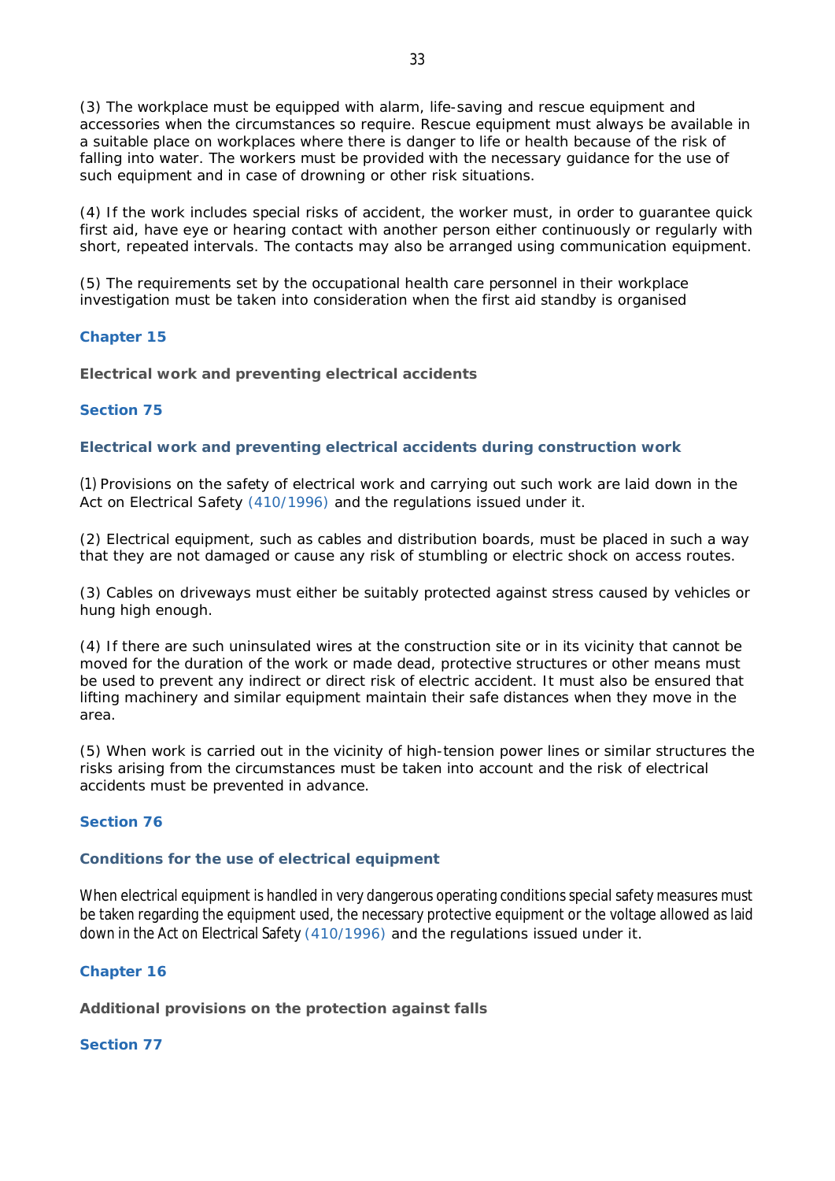(3) The workplace must be equipped with alarm, life-saving and rescue equipment and accessories when the circumstances so require. Rescue equipment must always be available in a suitable place on workplaces where there is danger to life or health because of the risk of falling into water. The workers must be provided with the necessary guidance for the use of such equipment and in case of drowning or other risk situations.

(4) If the work includes special risks of accident, the worker must, in order to guarantee quick first aid, have eye or hearing contact with another person either continuously or regularly with short, repeated intervals. The contacts may also be arranged using communication equipment.

(5) The requirements set by the occupational health care personnel in their workplace investigation must be taken into consideration when the first aid standby is organised

## Chapter 15

**Electrical work and preventing electrical accidents**

### Section 75

#### Electrical work and preventing electrical accidents during construction work

(1) Provisions on the safety of electrical work and carrying out such work are laid down in the Act on Electrical Safety (410/1996) and the regulations issued under it.

(2) Electrical equipment, such as cables and distribution boards, must be placed in such a way that they are not damaged or cause any risk of stumbling or electric shock on access routes.

(3) Cables on driveways must either be suitably protected against stress caused by vehicles or hung high enough.

(4) If there are such uninsulated wires at the construction site or in its vicinity that cannot be moved for the duration of the work or made dead, protective structures or other means must be used to prevent any indirect or direct risk of electric accident. It must also be ensured that lifting machinery and similar equipment maintain their safe distances when they move in the area.

(5) When work is carried out in the vicinity of high-tension power lines or similar structures the risks arising from the circumstances must be taken into account and the risk of electrical accidents must be prevented in advance.

### Section 76

#### Conditions for the use of electrical equipment

When electrical equipment is handled in very dangerous operating conditions special safety measures must be taken regarding the equipment used, the necessary protective equipment or the voltage allowed as laid down in the Act on Electrical Safety (410/1996) and the regulations issued under it.

## Chapter 16

**Additional provisions on the protection against falls**

### Section 77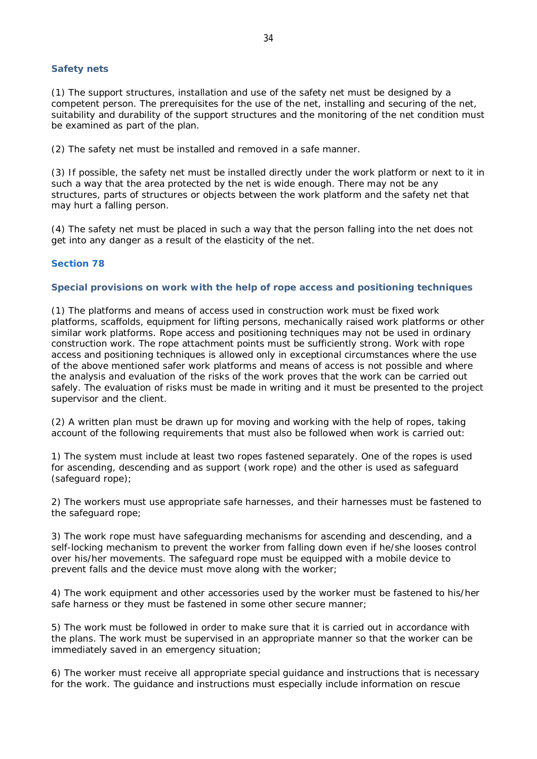### Safety nets

(1) The support structures, installation and use of the safety net must be designed by a competent person. The prerequisites for the use of the net, installing and securing of the net, suitability and durability of the support structures and the monitoring of the net condition must be examined as part of the plan.

(2) The safety net must be installed and removed in a safe manner.

(3) If possible, the safety net must be installed directly under the work platform or next to it in such a way that the area protected by the net is wide enough. There may not be any structures, parts of structures or objects between the work platform and the safety net that may hurt a falling person.

(4) The safety net must be placed in such a way that the person falling into the net does not get into any danger as a result of the elasticity of the net.

## Section 78

### Special provisions on work with the help of rope access and positioning techniques

(1) The platforms and means of access used in construction work must be fixed work platforms, scaffolds, equipment for lifting persons, mechanically raised work platforms or other similar work platforms. Rope access and positioning techniques may not be used in ordinary construction work. The rope attachment points must be sufficiently strong. Work with rope access and positioning techniques is allowed only in exceptional circumstances where the use of the above mentioned safer work platforms and means of access is not possible and where the analysis and evaluation of the risks of the work proves that the work can be carried out safely. The evaluation of risks must be made in writing and it must be presented to the project supervisor and the client.

(2) A written plan must be drawn up for moving and working with the help of ropes, taking account of the following requirements that must also be followed when work is carried out:

1) The system must include at least two ropes fastened separately. One of the ropes is used for ascending, descending and as support (work rope) and the other is used as safeguard (safeguard rope);

2) The workers must use appropriate safe harnesses, and their harnesses must be fastened to the safeguard rope;

3) The work rope must have safeguarding mechanisms for ascending and descending, and a self-locking mechanism to prevent the worker from falling down even if he/she looses control over his/her movements. The safeguard rope must be equipped with a mobile device to prevent falls and the device must move along with the worker;

4) The work equipment and other accessories used by the worker must be fastened to his/her safe harness or they must be fastened in some other secure manner;

5) The work must be followed in order to make sure that it is carried out in accordance with the plans. The work must be supervised in an appropriate manner so that the worker can be immediately saved in an emergency situation;

6) The worker must receive all appropriate special guidance and instructions that is necessary for the work. The guidance and instructions must especially include information on rescue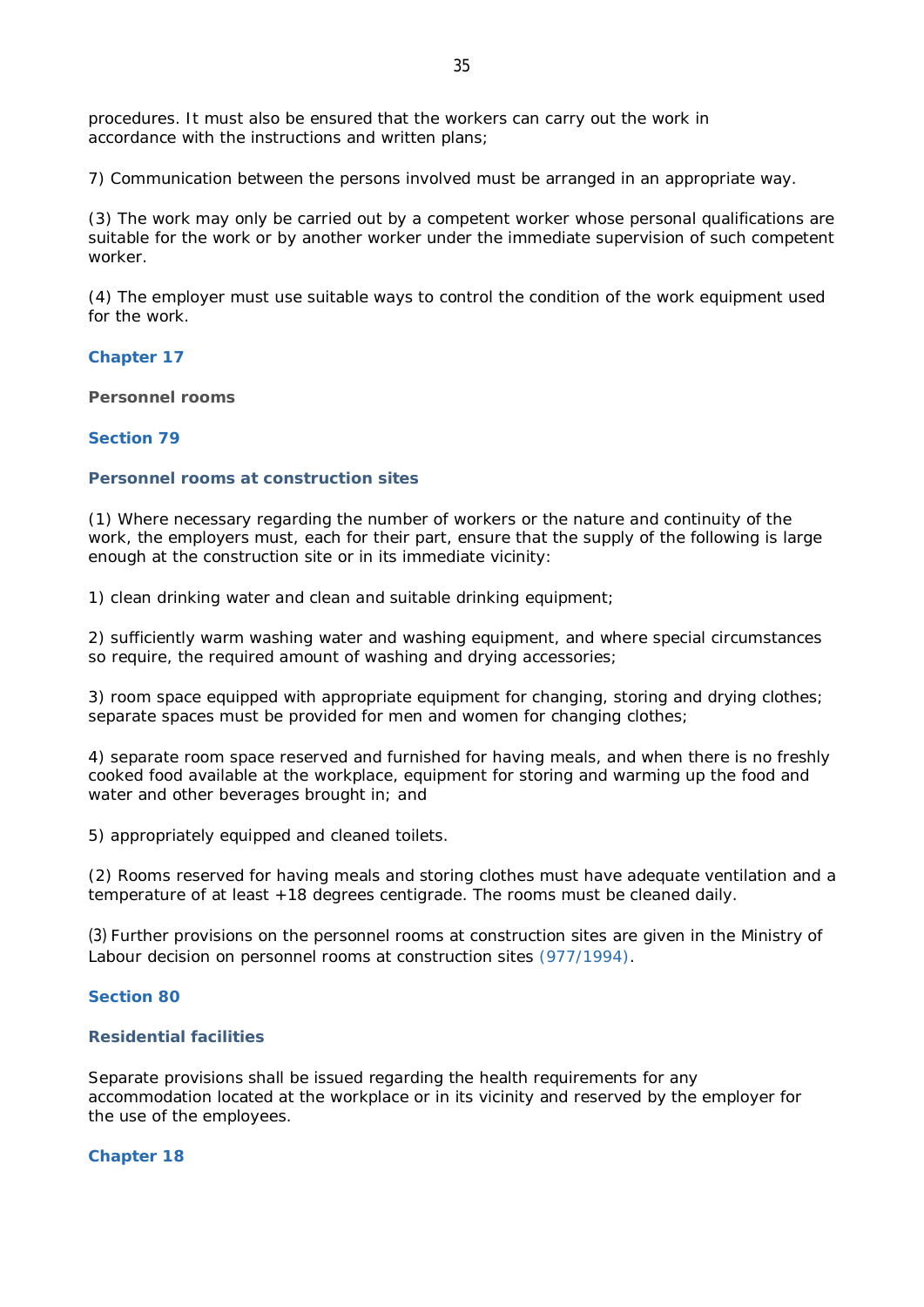procedures. It must also be ensured that the workers can carry out the work in accordance with the instructions and written plans;

7) Communication between the persons involved must be arranged in an appropriate way.

(3) The work may only be carried out by a competent worker whose personal qualifications are suitable for the work or by another worker under the immediate supervision of such competent worker.

(4) The employer must use suitable ways to control the condition of the work equipment used for the work.

## Chapter 17

**Personnel rooms**

### Section 79

**Personnel rooms at construction sites**

(1) Where necessary regarding the number of workers or the nature and continuity of the work, the employers must, each for their part, ensure that the supply of the following is large enough at the construction site or in its immediate vicinity:

1) clean drinking water and clean and suitable drinking equipment;

2) sufficiently warm washing water and washing equipment, and where special circumstances so require, the required amount of washing and drying accessories;

3) room space equipped with appropriate equipment for changing, storing and drying clothes; separate spaces must be provided for men and women for changing clothes;

4) separate room space reserved and furnished for having meals, and when there is no freshly cooked food available at the workplace, equipment for storing and warming up the food and water and other beverages brought in; and

5) appropriately equipped and cleaned toilets.

(2) Rooms reserved for having meals and storing clothes must have adequate ventilation and a temperature of at least +18 degrees centigrade. The rooms must be cleaned daily.

(3) Further provisions on the personnel rooms at construction sites are given in the Ministry of Labour decision on personnel rooms at construction sites (977/1994).

### Section 80

**Residential facilities**

Separate provisions shall be issued regarding the health requirements for any accommodation located at the workplace or in its vicinity and reserved by the employer for the use of the employees.

## Chapter 18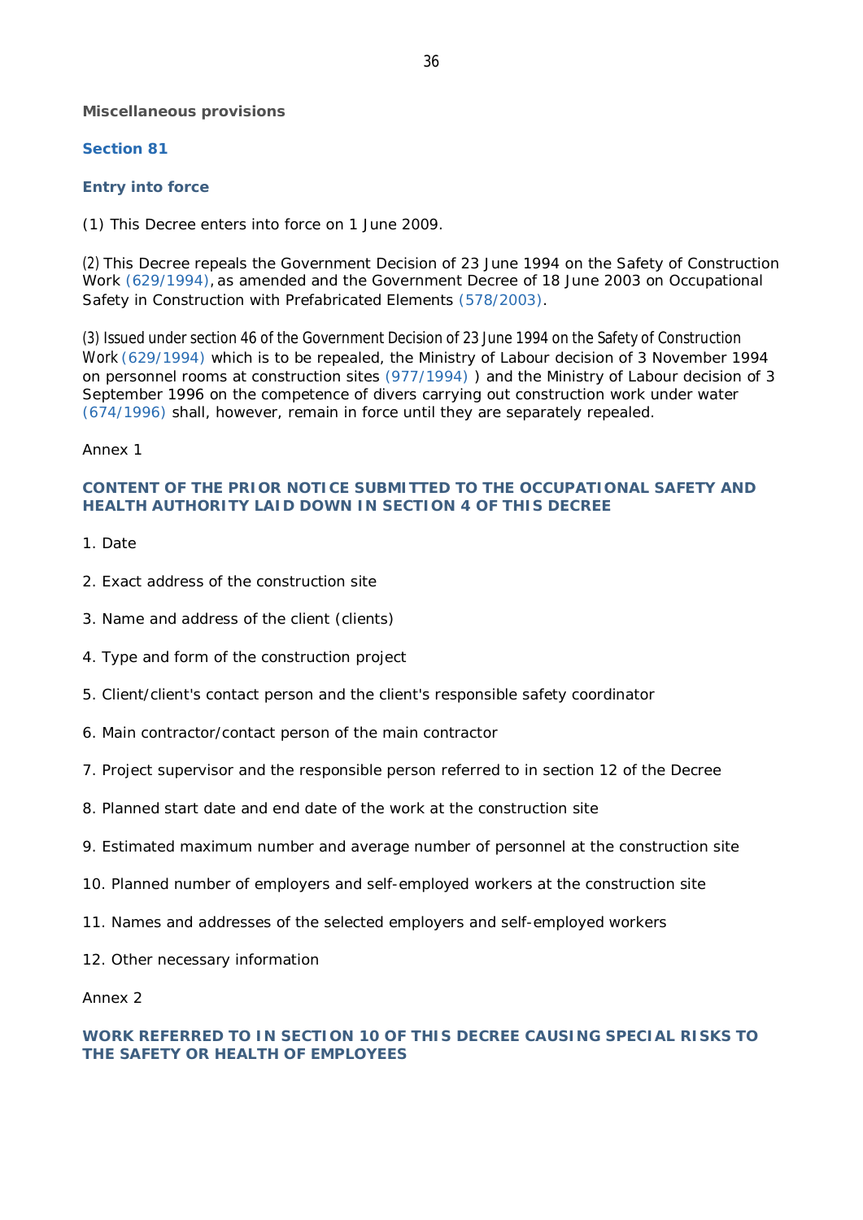### Miscellaneous provisions

### Section 81

### Entry into force

(1) This Decree enters into force on 1 June 2009.

(2) This Decree repeals the Government Decision of 23 June 1994 on the Safety of Construction Work (629/1994), as amended and the Government Decree of 18 June 2003 on Occupational Safety in Construction with Prefabricated Elements (578/2003).

(3) Issued under section 46 of the Government Decision of 23 June 1994 on the Safety of Construction Work (629/1994) which is to be repealed, the Ministry of Labour decision of 3 November 1994 on personnel rooms at construction sites (977/1994) ) and the Ministry of Labour decision of 3 September 1996 on the competence of divers carrying out construction work under water (674/1996) shall, however, remain in force until they are separately repealed.

Annex 1

### CONTENT OF THE PRIOR NOTICE SUBMITTED TO THE OCCUPATIONAL SAFETY AND HEALTH AUTHORITY LAID DOWN IN SECTION 4 OF THIS DECREE

1. Date

2. Exact address of the construction site

3. Name and address of the client (clients)

4. Type and form of the construction project

5. Client/client's contact person and the client's responsible safety coordinator

6. Main contractor/contact person of the main contractor

7. Project supervisor and the responsible person referred to in section 12 of the Decree

8. Planned start date and end date of the work at the construction site

9. Estimated maximum number and average number of personnel at the construction site

10. Planned number of employers and self-employed workers at the construction site

11. Names and addresses of the selected employers and self-employed workers

12. Other necessary information

Annex 2

### WORK REFERRED TO IN SECTION 10 OF THIS DECREE CAUSING SPECIAL RISKS TO THE SAFETY OR HEALTH OF EMPLOYEES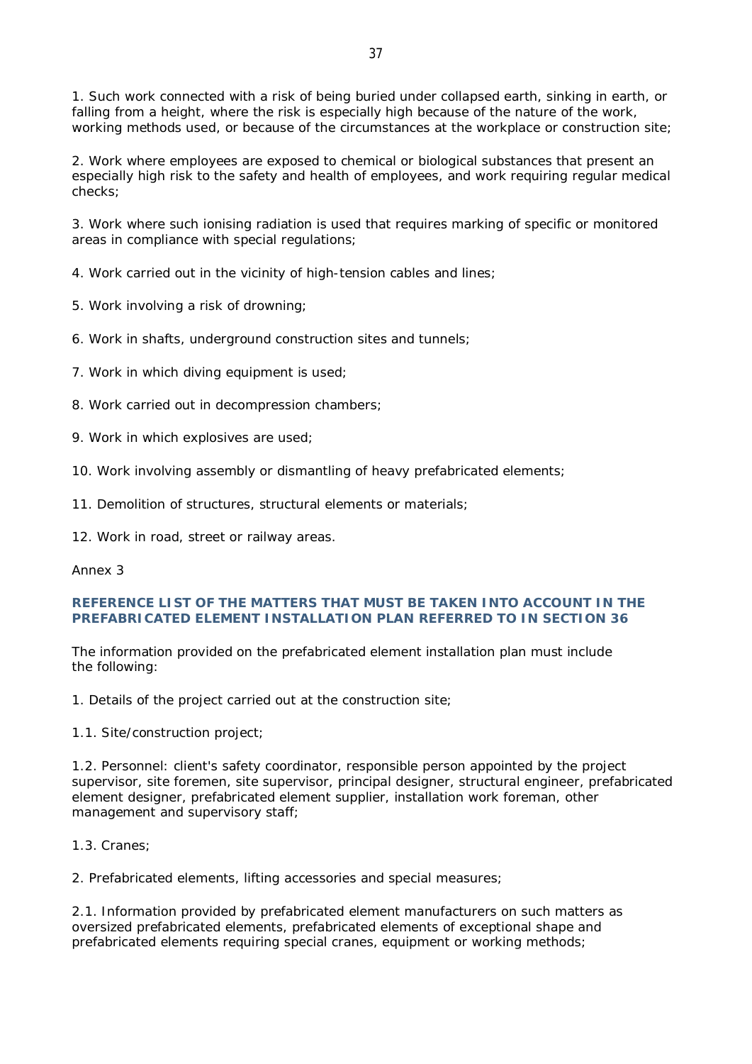1. Such work connected with a risk of being buried under collapsed earth, sinking in earth, or falling from a height, where the risk is especially high because of the nature of the work, working methods used, or because of the circumstances at the workplace or construction site;

2. Work where employees are exposed to chemical or biological substances that present an especially high risk to the safety and health of employees, and work requiring regular medical checks;

3. Work where such ionising radiation is used that requires marking of specific or monitored areas in compliance with special regulations;

4. Work carried out in the vicinity of high-tension cables and lines;

5. Work involving a risk of drowning;

6. Work in shafts, underground construction sites and tunnels;

7. Work in which diving equipment is used;

8. Work carried out in decompression chambers;

9. Work in which explosives are used;

10. Work involving assembly or dismantling of heavy prefabricated elements;

11. Demolition of structures, structural elements or materials;

12. Work in road, street or railway areas.

Annex 3

## REFERENCE LIST OF THE MATTERS THAT MUST BE TAKEN INTO ACCOUNT IN THE PREFABRICATED ELEMENT INSTALLATION PLAN REFERRED TO IN SECTION 36

The information provided on the prefabricated element installation plan must include the following:

1. Details of the project carried out at the construction site;

1.1. Site/construction project;

1.2. Personnel: client's safety coordinator, responsible person appointed by the project supervisor, site foremen, site supervisor, principal designer, structural engineer, prefabricated element designer, prefabricated element supplier, installation work foreman, other management and supervisory staff;

1.3. Cranes;

2. Prefabricated elements, lifting accessories and special measures;

2.1. Information provided by prefabricated element manufacturers on such matters as oversized prefabricated elements, prefabricated elements of exceptional shape and prefabricated elements requiring special cranes, equipment or working methods;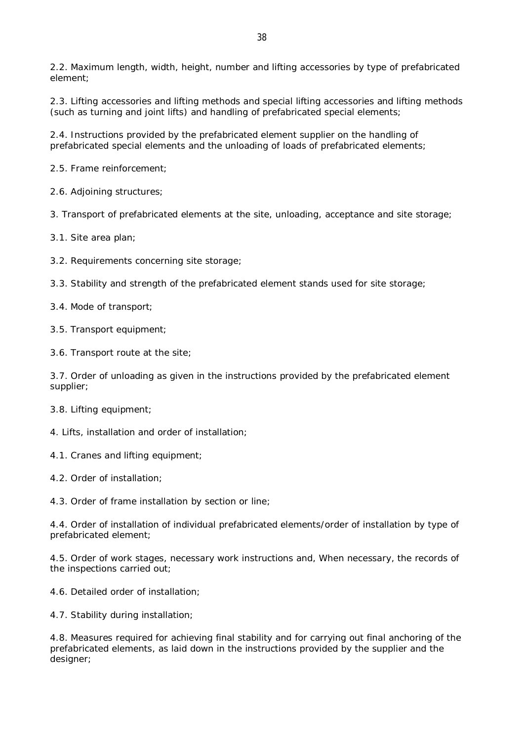2.2. Maximum length, width, height, number and lifting accessories by type of prefabricated element;

2.3. Lifting accessories and lifting methods and special lifting accessories and lifting methods (such as turning and joint lifts) and handling of prefabricated special elements;

2.4. Instructions provided by the prefabricated element supplier on the handling of prefabricated special elements and the unloading of loads of prefabricated elements;

2.5. Frame reinforcement;

2.6. Adjoining structures;

3. Transport of prefabricated elements at the site, unloading, acceptance and site storage;

3.1. Site area plan;

3.2. Requirements concerning site storage;

3.3. Stability and strength of the prefabricated element stands used for site storage;

3.4. Mode of transport;

3.5. Transport equipment;

3.6. Transport route at the site;

3.7. Order of unloading as given in the instructions provided by the prefabricated element supplier;

3.8. Lifting equipment;

4. Lifts, installation and order of installation;

4.1. Cranes and lifting equipment;

4.2. Order of installation;

4.3. Order of frame installation by section or line;

4.4. Order of installation of individual prefabricated elements/order of installation by type of prefabricated element;

4.5. Order of work stages, necessary work instructions and, When necessary, the records of the inspections carried out;

4.6. Detailed order of installation;

4.7. Stability during installation;

4.8. Measures required for achieving final stability and for carrying out final anchoring of the prefabricated elements, as laid down in the instructions provided by the supplier and the designer;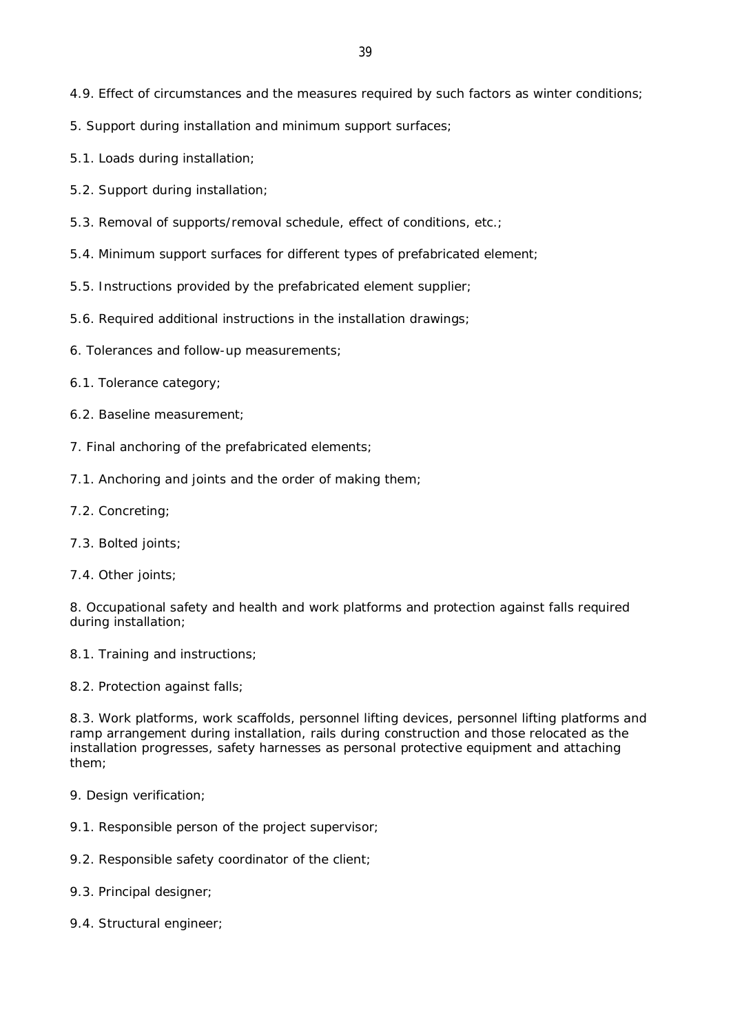4.9. Effect of circumstances and the measures required by such factors as winter conditions;

5. Support during installation and minimum support surfaces;

5.1. Loads during installation;

5.2. Support during installation;

5.3. Removal of supports/removal schedule, effect of conditions, etc.;

5.4. Minimum support surfaces for different types of prefabricated element;

5.5. Instructions provided by the prefabricated element supplier;

5.6. Required additional instructions in the installation drawings;

6. Tolerances and follow-up measurements;

6.1. Tolerance category;

6.2. Baseline measurement;

7. Final anchoring of the prefabricated elements;

7.1. Anchoring and joints and the order of making them;

7.2. Concreting;

7.3. Bolted joints;

7.4. Other joints;

8. Occupational safety and health and work platforms and protection against falls required during installation;

8.1. Training and instructions;

8.2. Protection against falls;

8.3. Work platforms, work scaffolds, personnel lifting devices, personnel lifting platforms and ramp arrangement during installation, rails during construction and those relocated as the installation progresses, safety harnesses as personal protective equipment and attaching them;

9. Design verification;

9.1. Responsible person of the project supervisor;

9.2. Responsible safety coordinator of the client;

9.3. Principal designer;

9.4. Structural engineer;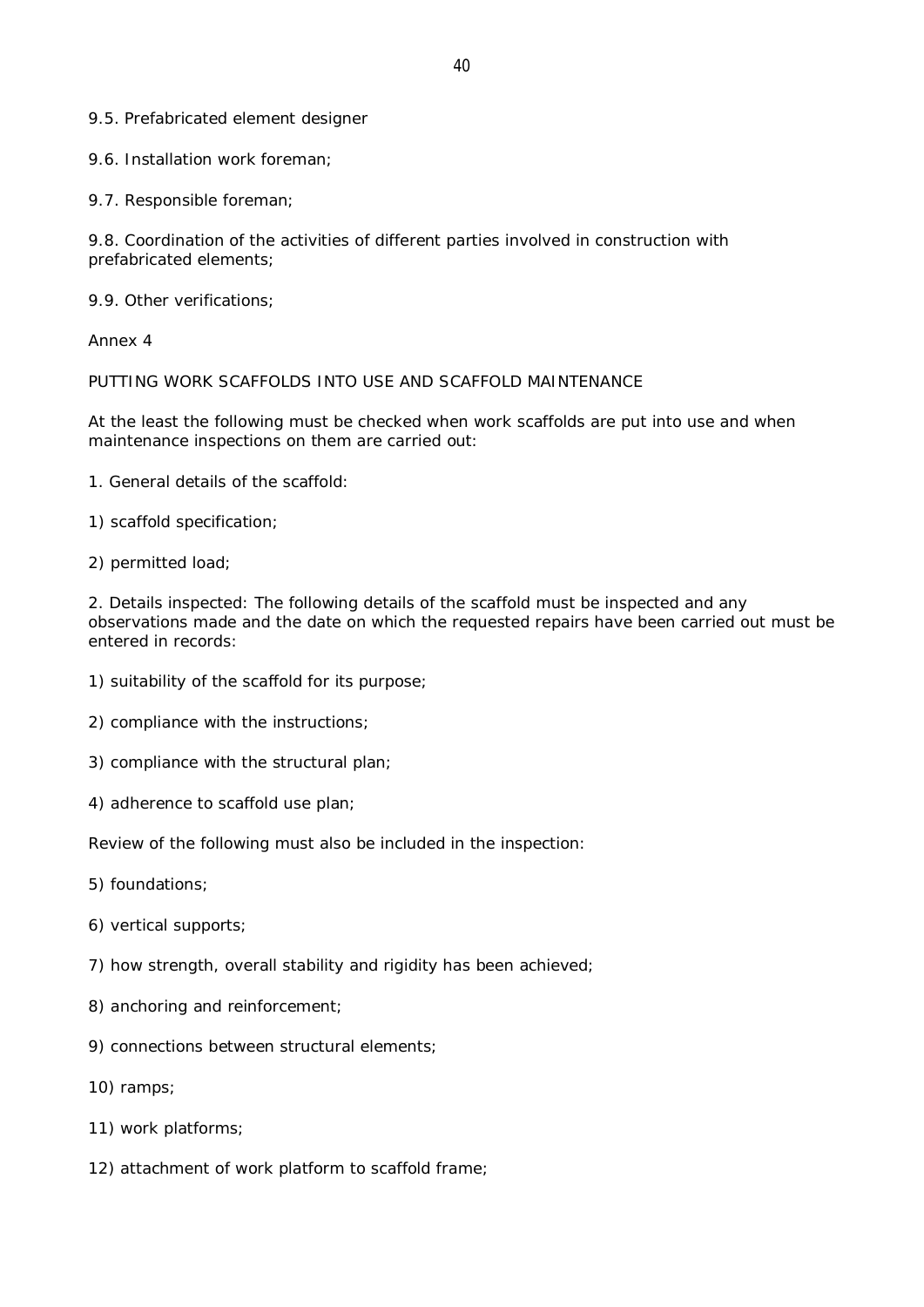9.5. Prefabricated element designer

9.6. Installation work foreman;

9.7. Responsible foreman;

9.8. Coordination of the activities of different parties involved in construction with prefabricated elements;

9.9. Other verifications;

Annex 4

PUTTING WORK SCAFFOLDS INTO USE AND SCAFFOLD MAINTENANCE

At the least the following must be checked when work scaffolds are put into use and when maintenance inspections on them are carried out:

1. General details of the scaffold:

1) scaffold specification;

2) permitted load;

2. Details inspected: The following details of the scaffold must be inspected and any observations made and the date on which the requested repairs have been carried out must be entered in records:

1) suitability of the scaffold for its purpose;

2) compliance with the instructions;

3) compliance with the structural plan;

4) adherence to scaffold use plan;

Review of the following must also be included in the inspection:

5) foundations;

6) vertical supports;

7) how strength, overall stability and rigidity has been achieved;

8) anchoring and reinforcement;

9) connections between structural elements;

10) ramps;

11) work platforms;

12) attachment of work platform to scaffold frame;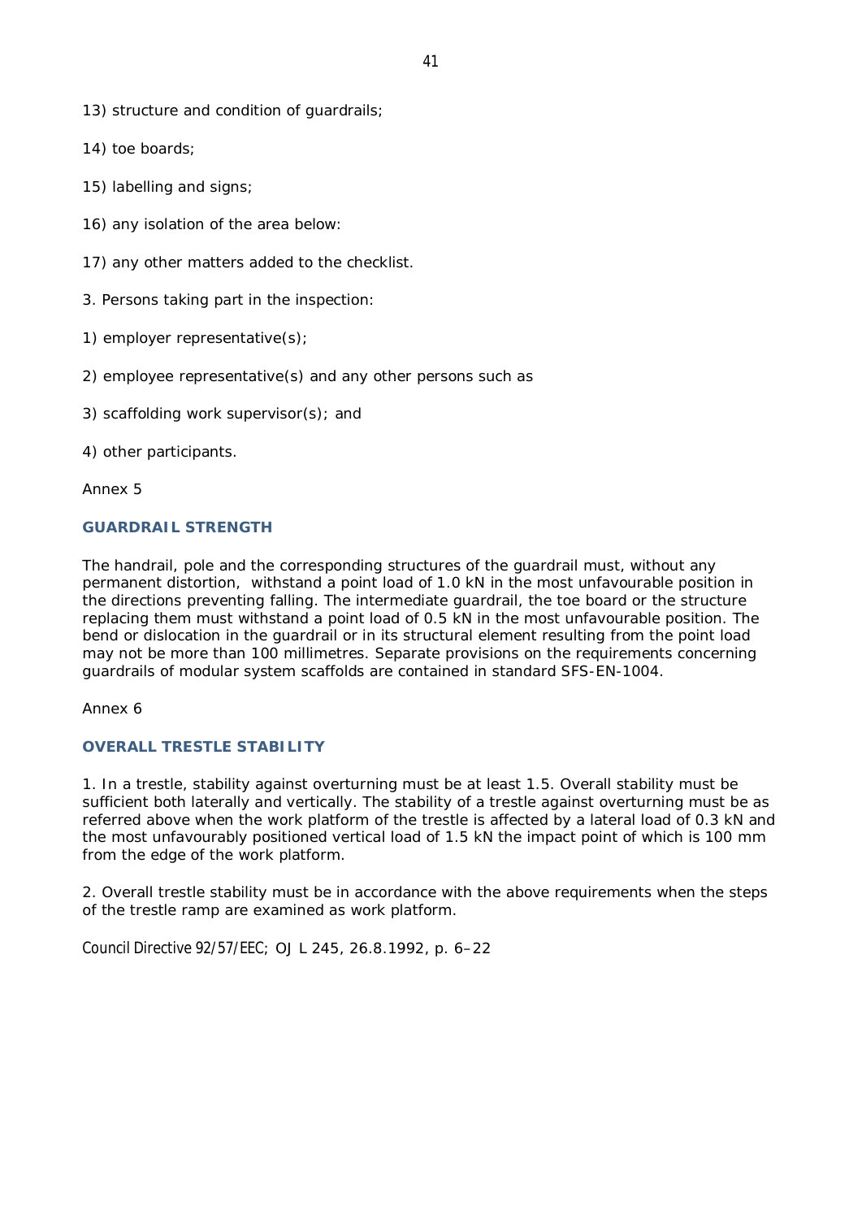13) structure and condition of guardrails;

14) toe boards;

15) labelling and signs;

16) any isolation of the area below:

17) any other matters added to the checklist.

3. Persons taking part in the inspection:

1) employer representative(s);

2) employee representative(s) and any other persons such as

3) scaffolding work supervisor(s); and

4) other participants.

Annex 5

## GUARDRAIL STRENGTH

The handrail, pole and the corresponding structures of the guardrail must, without any permanent distortion, withstand a point load of 1.0 kN in the most unfavourable position in the directions preventing falling. The intermediate guardrail, the toe board or the structure replacing them must withstand a point load of 0.5 kN in the most unfavourable position. The bend or dislocation in the guardrail or in its structural element resulting from the point load may not be more than 100 millimetres. Separate provisions on the requirements concerning guardrails of modular system scaffolds are contained in standard SFS-EN-1004.

Annex 6

## OVERALL TRESTLE STABILITY

1. In a trestle, stability against overturning must be at least 1.5. Overall stability must be sufficient both laterally and vertically. The stability of a trestle against overturning must be as referred above when the work platform of the trestle is affected by a lateral load of 0.3 kN and the most unfavourably positioned vertical load of 1.5 kN the impact point of which is 100 mm from the edge of the work platform.

2. Overall trestle stability must be in accordance with the above requirements when the steps of the trestle ramp are examined as work platform.

Council Directive 92/57/EEC; OJ L 245, 26.8.1992, p. 6–22